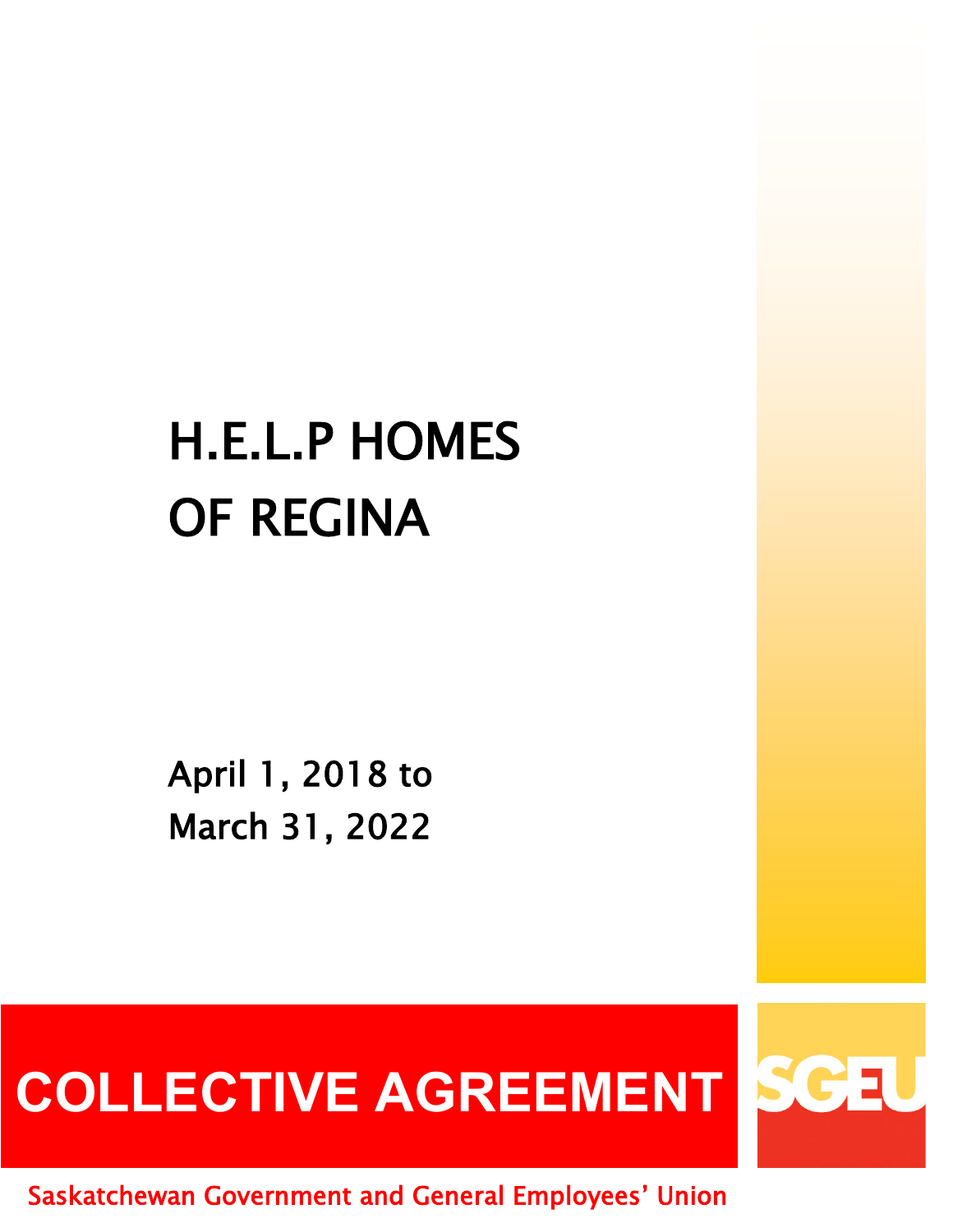# H.E.L.P HOMES OF REGINA

April 1, 2018 to
March 31, 2022

# COLLECTIVE AGREEMENT

SGEU

Saskatchewan Government and General Employees' Union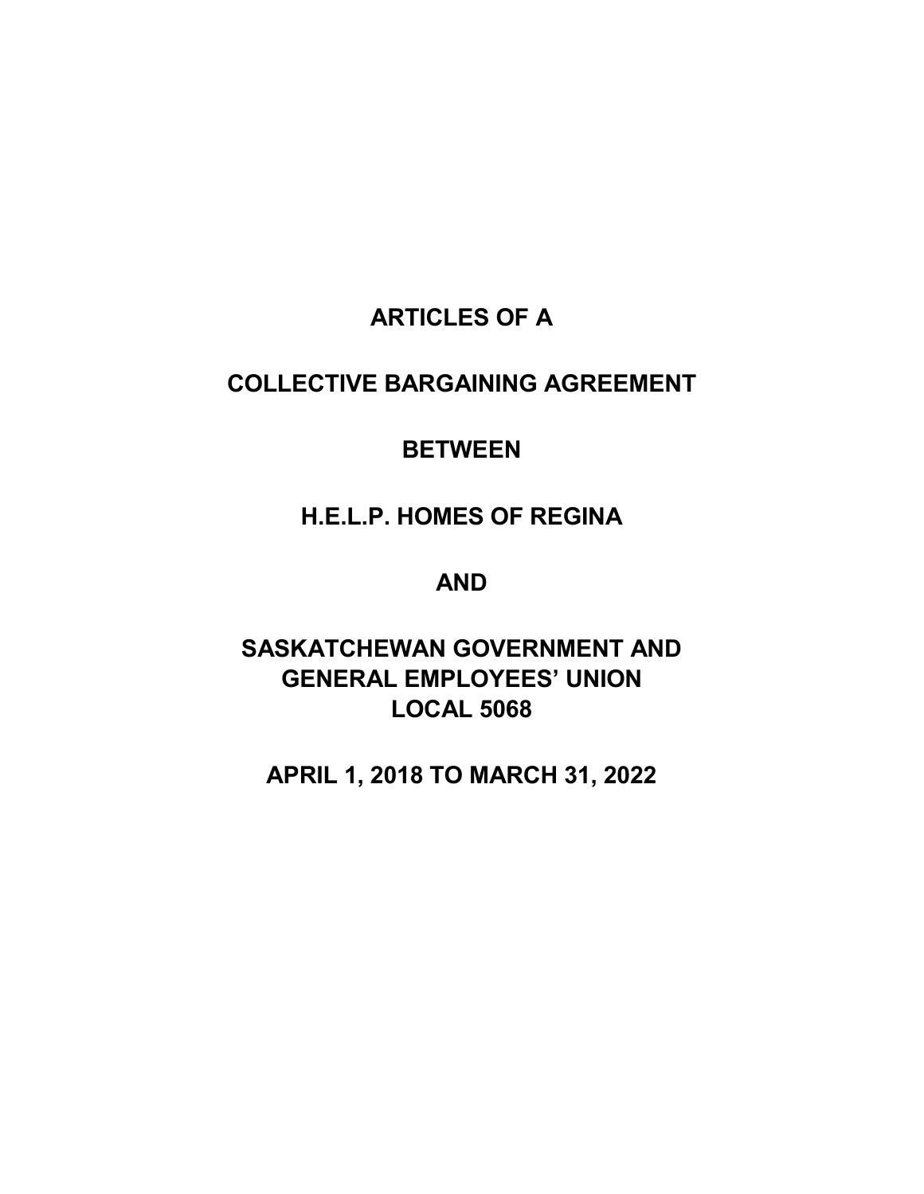# ARTICLES OF A

# COLLECTIVE BARGAINING AGREEMENT

# BETWEEN

# H.E.L.P. HOMES OF REGINA

# AND

# SASKATCHEWAN GOVERNMENT AND GENERAL EMPLOYEES' UNION LOCAL 5068

# APRIL 1, 2018 TO MARCH 31, 2022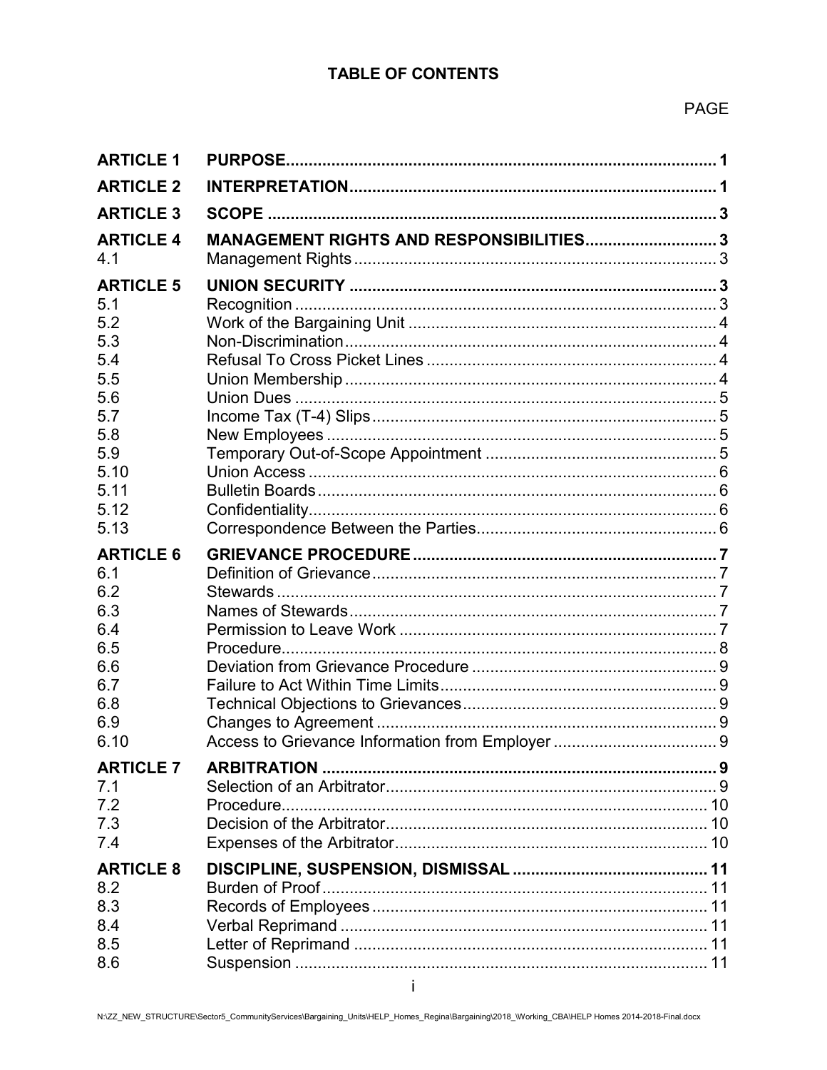# TABLE OF CONTENTS

| | | PAGE |
|---|---|---|
| **ARTICLE 1** | **PURPOSE** | **1** |
| **ARTICLE 2** | **INTERPRETATION** | **1** |
| **ARTICLE 3** | **SCOPE** | **3** |
| **ARTICLE 4** | **MANAGEMENT RIGHTS AND RESPONSIBILITIES** | **3** |
| 4.1 | Management Rights | 3 |
| **ARTICLE 5** | **UNION SECURITY** | **3** |
| 5.1 | Recognition | 3 |
| 5.2 | Work of the Bargaining Unit | 4 |
| 5.3 | Non-Discrimination | 4 |
| 5.4 | Refusal To Cross Picket Lines | 4 |
| 5.5 | Union Membership | 4 |
| 5.6 | Union Dues | 5 |
| 5.7 | Income Tax (T-4) Slips | 5 |
| 5.8 | New Employees | 5 |
| 5.9 | Temporary Out-of-Scope Appointment | 5 |
| 5.10 | Union Access | 6 |
| 5.11 | Bulletin Boards | 6 |
| 5.12 | Confidentiality | 6 |
| 5.13 | Correspondence Between the Parties | 6 |
| **ARTICLE 6** | **GRIEVANCE PROCEDURE** | **7** |
| 6.1 | Definition of Grievance | 7 |
| 6.2 | Stewards | 7 |
| 6.3 | Names of Stewards | 7 |
| 6.4 | Permission to Leave Work | 7 |
| 6.5 | Procedure | 8 |
| 6.6 | Deviation from Grievance Procedure | 9 |
| 6.7 | Failure to Act Within Time Limits | 9 |
| 6.8 | Technical Objections to Grievances | 9 |
| 6.9 | Changes to Agreement | 9 |
| 6.10 | Access to Grievance Information from Employer | 9 |
| **ARTICLE 7** | **ARBITRATION** | **9** |
| 7.1 | Selection of an Arbitrator | 9 |
| 7.2 | Procedure | 10 |
| 7.3 | Decision of the Arbitrator | 10 |
| 7.4 | Expenses of the Arbitrator | 10 |
| **ARTICLE 8** | **DISCIPLINE, SUSPENSION, DISMISSAL** | **11** |
| 8.2 | Burden of Proof | 11 |
| 8.3 | Records of Employees | 11 |
| 8.4 | Verbal Reprimand | 11 |
| 8.5 | Letter of Reprimand | 11 |
| 8.6 | Suspension | 11 |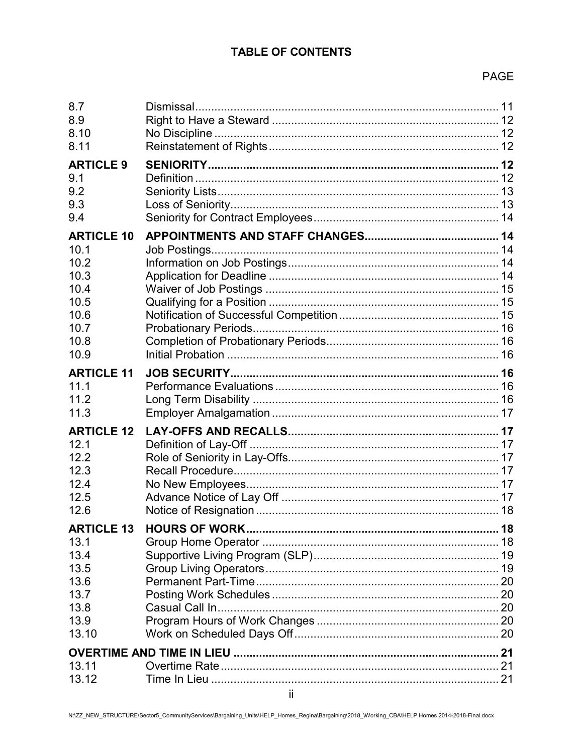**TABLE OF CONTENTS**

| | | PAGE |
|---|---|---|
| 8.7 | Dismissal | 11 |
| 8.9 | Right to Have a Steward | 12 |
| 8.10 | No Discipline | 12 |
| 8.11 | Reinstatement of Rights | 12 |
| **ARTICLE 9** | **SENIORITY** | **12** |
| 9.1 | Definition | 12 |
| 9.2 | Seniority Lists | 13 |
| 9.3 | Loss of Seniority | 13 |
| 9.4 | Seniority for Contract Employees | 14 |
| **ARTICLE 10** | **APPOINTMENTS AND STAFF CHANGES** | **14** |
| 10.1 | Job Postings | 14 |
| 10.2 | Information on Job Postings | 14 |
| 10.3 | Application for Deadline | 14 |
| 10.4 | Waiver of Job Postings | 15 |
| 10.5 | Qualifying for a Position | 15 |
| 10.6 | Notification of Successful Competition | 15 |
| 10.7 | Probationary Periods | 16 |
| 10.8 | Completion of Probationary Periods | 16 |
| 10.9 | Initial Probation | 16 |
| **ARTICLE 11** | **JOB SECURITY** | **16** |
| 11.1 | Performance Evaluations | 16 |
| 11.2 | Long Term Disability | 16 |
| 11.3 | Employer Amalgamation | 17 |
| **ARTICLE 12** | **LAY-OFFS AND RECALLS** | **17** |
| 12.1 | Definition of Lay-Off | 17 |
| 12.2 | Role of Seniority in Lay-Offs | 17 |
| 12.3 | Recall Procedure | 17 |
| 12.4 | No New Employees | 17 |
| 12.5 | Advance Notice of Lay Off | 17 |
| 12.6 | Notice of Resignation | 18 |
| **ARTICLE 13** | **HOURS OF WORK** | **18** |
| 13.1 | Group Home Operator | 18 |
| 13.4 | Supportive Living Program (SLP) | 19 |
| 13.5 | Group Living Operators | 19 |
| 13.6 | Permanent Part-Time | 20 |
| 13.7 | Posting Work Schedules | 20 |
| 13.8 | Casual Call In | 20 |
| 13.9 | Program Hours of Work Changes | 20 |
| 13.10 | Work on Scheduled Days Off | 20 |
| **OVERTIME AND TIME IN LIEU** | | **21** |
| 13.11 | Overtime Rate | 21 |
| 13.12 | Time In Lieu | 21 |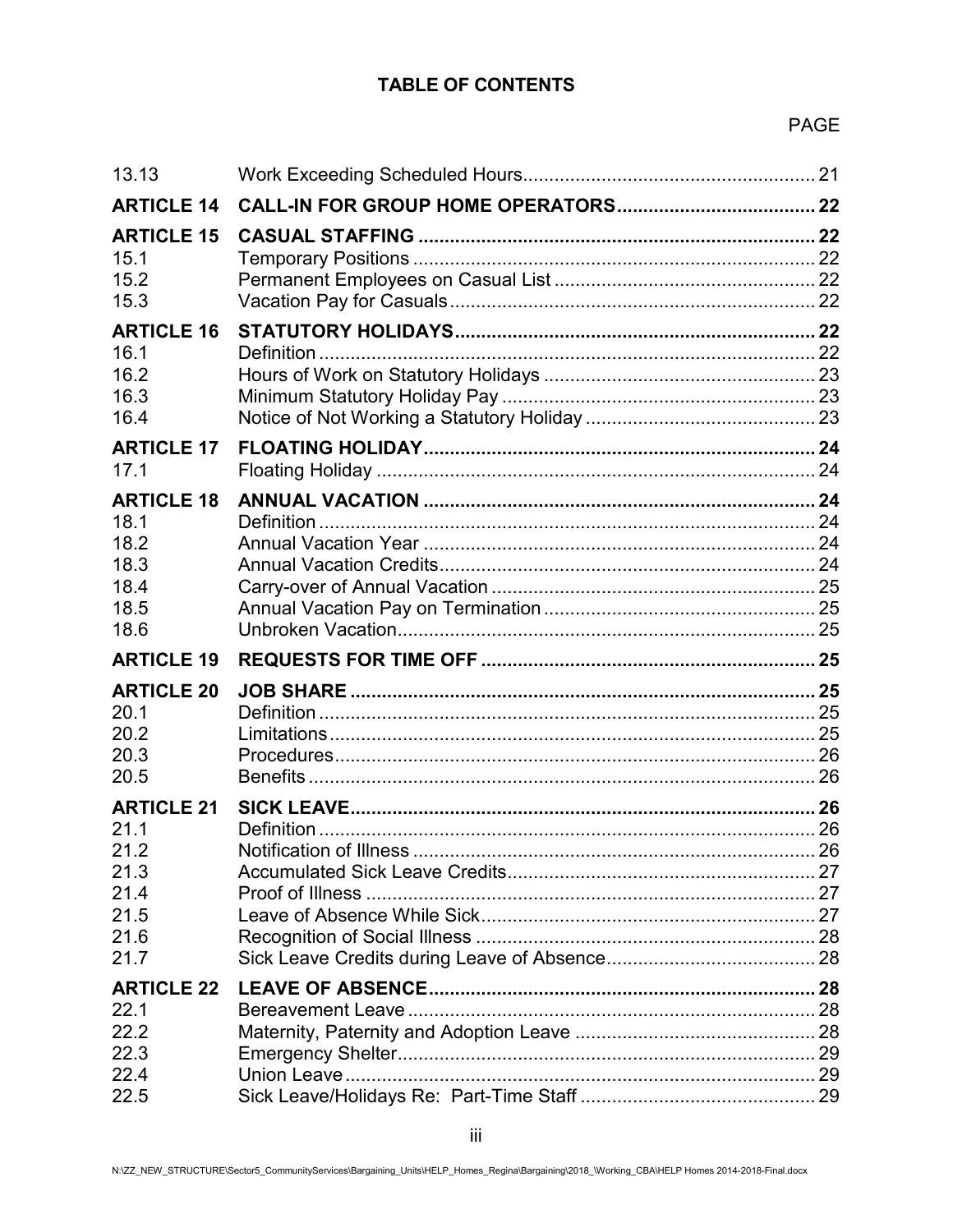**TABLE OF CONTENTS**

| | | PAGE |
|---|---|---|
| 13.13 | Work Exceeding Scheduled Hours | 21 |
| **ARTICLE 14** | **CALL-IN FOR GROUP HOME OPERATORS** | **22** |
| **ARTICLE 15** | **CASUAL STAFFING** | **22** |
| 15.1 | Temporary Positions | 22 |
| 15.2 | Permanent Employees on Casual List | 22 |
| 15.3 | Vacation Pay for Casuals | 22 |
| **ARTICLE 16** | **STATUTORY HOLIDAYS** | **22** |
| 16.1 | Definition | 22 |
| 16.2 | Hours of Work on Statutory Holidays | 23 |
| 16.3 | Minimum Statutory Holiday Pay | 23 |
| 16.4 | Notice of Not Working a Statutory Holiday | 23 |
| **ARTICLE 17** | **FLOATING HOLIDAY** | **24** |
| 17.1 | Floating Holiday | 24 |
| **ARTICLE 18** | **ANNUAL VACATION** | **24** |
| 18.1 | Definition | 24 |
| 18.2 | Annual Vacation Year | 24 |
| 18.3 | Annual Vacation Credits | 24 |
| 18.4 | Carry-over of Annual Vacation | 25 |
| 18.5 | Annual Vacation Pay on Termination | 25 |
| 18.6 | Unbroken Vacation | 25 |
| **ARTICLE 19** | **REQUESTS FOR TIME OFF** | **25** |
| **ARTICLE 20** | **JOB SHARE** | **25** |
| 20.1 | Definition | 25 |
| 20.2 | Limitations | 25 |
| 20.3 | Procedures | 26 |
| 20.5 | Benefits | 26 |
| **ARTICLE 21** | **SICK LEAVE** | **26** |
| 21.1 | Definition | 26 |
| 21.2 | Notification of Illness | 26 |
| 21.3 | Accumulated Sick Leave Credits | 27 |
| 21.4 | Proof of Illness | 27 |
| 21.5 | Leave of Absence While Sick | 27 |
| 21.6 | Recognition of Social Illness | 28 |
| 21.7 | Sick Leave Credits during Leave of Absence | 28 |
| **ARTICLE 22** | **LEAVE OF ABSENCE** | **28** |
| 22.1 | Bereavement Leave | 28 |
| 22.2 | Maternity, Paternity and Adoption Leave | 28 |
| 22.3 | Emergency Shelter | 29 |
| 22.4 | Union Leave | 29 |
| 22.5 | Sick Leave/Holidays Re: Part-Time Staff | 29 |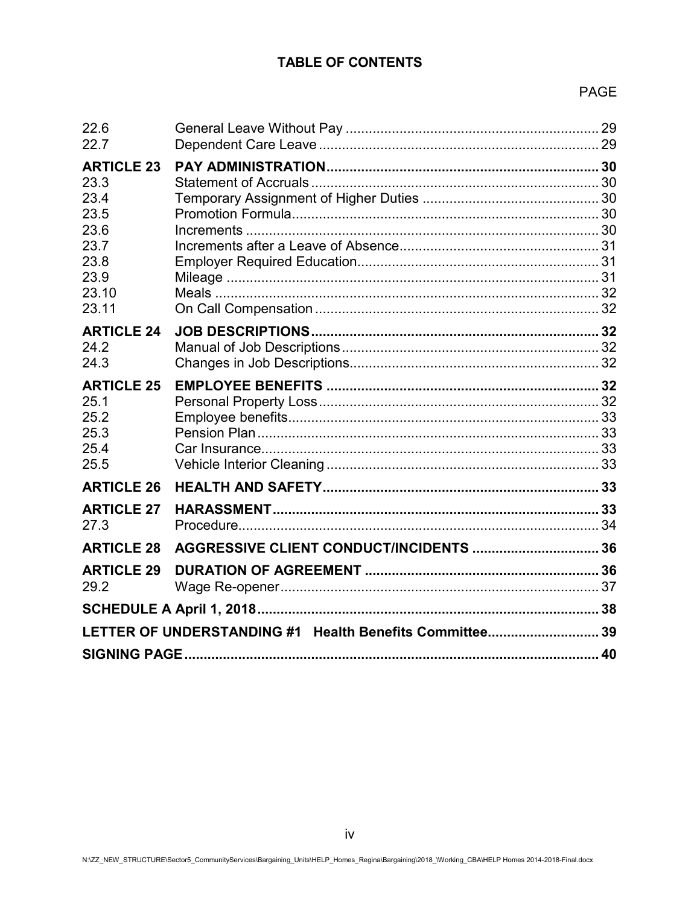# TABLE OF CONTENTS

| | | PAGE |
|---|---|---|
| 22.6 | General Leave Without Pay | 29 |
| 22.7 | Dependent Care Leave | 29 |
| **ARTICLE 23** | **PAY ADMINISTRATION** | **30** |
| 23.3 | Statement of Accruals | 30 |
| 23.4 | Temporary Assignment of Higher Duties | 30 |
| 23.5 | Promotion Formula | 30 |
| 23.6 | Increments | 30 |
| 23.7 | Increments after a Leave of Absence | 31 |
| 23.8 | Employer Required Education | 31 |
| 23.9 | Mileage | 31 |
| 23.10 | Meals | 32 |
| 23.11 | On Call Compensation | 32 |
| **ARTICLE 24** | **JOB DESCRIPTIONS** | **32** |
| 24.2 | Manual of Job Descriptions | 32 |
| 24.3 | Changes in Job Descriptions | 32 |
| **ARTICLE 25** | **EMPLOYEE BENEFITS** | **32** |
| 25.1 | Personal Property Loss | 32 |
| 25.2 | Employee benefits | 33 |
| 25.3 | Pension Plan | 33 |
| 25.4 | Car Insurance | 33 |
| 25.5 | Vehicle Interior Cleaning | 33 |
| **ARTICLE 26** | **HEALTH AND SAFETY** | **33** |
| **ARTICLE 27** | **HARASSMENT** | **33** |
| 27.3 | Procedure | 34 |
| **ARTICLE 28** | **AGGRESSIVE CLIENT CONDUCT/INCIDENTS** | **36** |
| **ARTICLE 29** | **DURATION OF AGREEMENT** | **36** |
| 29.2 | Wage Re-opener | 37 |
| **SCHEDULE A April 1, 2018** | | **38** |
| **LETTER OF UNDERSTANDING #1 Health Benefits Committee** | | **39** |
| **SIGNING PAGE** | | **40** |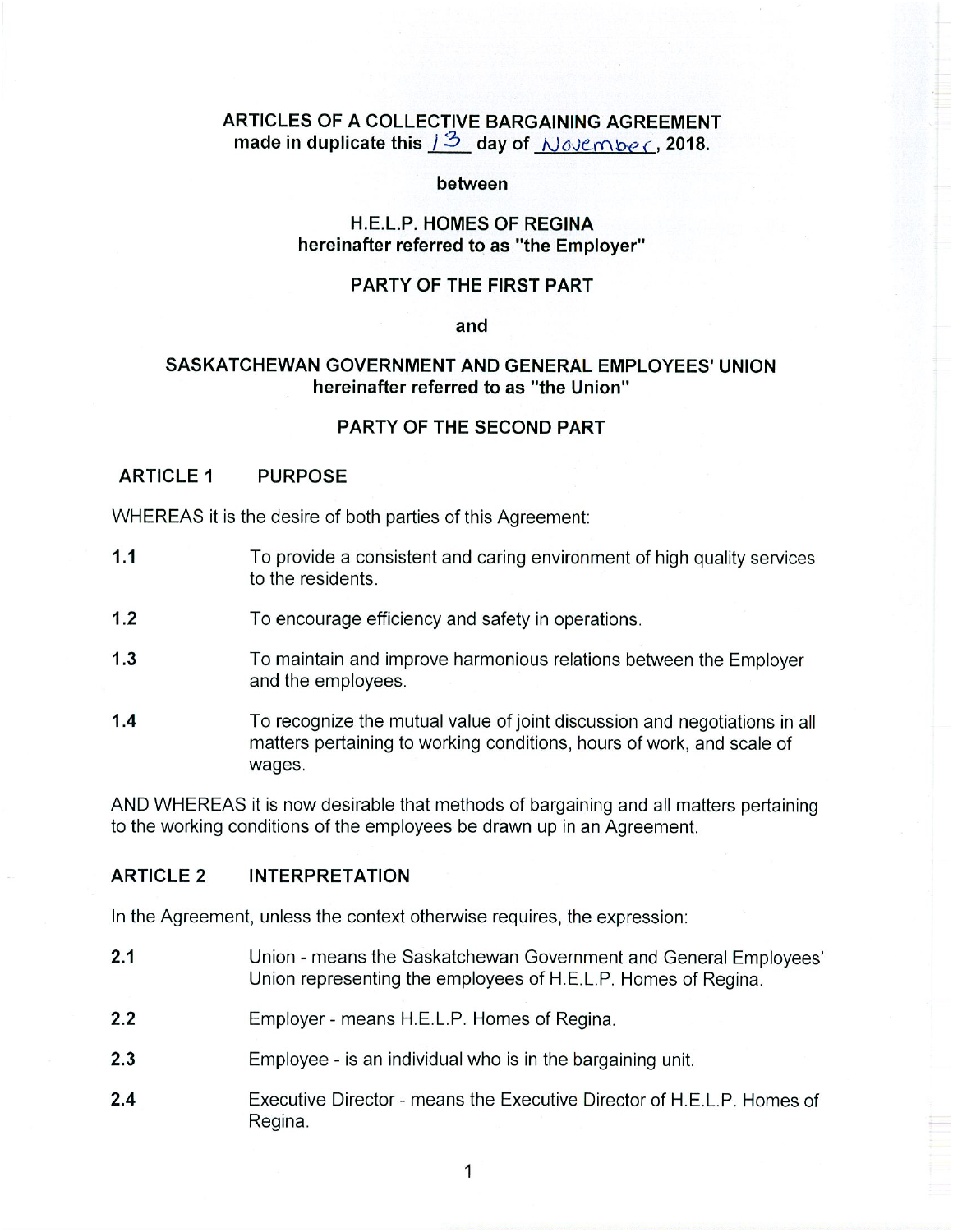**ARTICLES OF A COLLECTIVE BARGAINING AGREEMENT**
**made in duplicate this 13 day of November, 2018.**

**between**

**H.E.L.P. HOMES OF REGINA**
**hereinafter referred to as "the Employer"**

**PARTY OF THE FIRST PART**

**and**

**SASKATCHEWAN GOVERNMENT AND GENERAL EMPLOYEES' UNION**
**hereinafter referred to as "the Union"**

**PARTY OF THE SECOND PART**

## ARTICLE 1 PURPOSE

WHEREAS it is the desire of both parties of this Agreement:

**1.1** To provide a consistent and caring environment of high quality services to the residents.

**1.2** To encourage efficiency and safety in operations.

**1.3** To maintain and improve harmonious relations between the Employer and the employees.

**1.4** To recognize the mutual value of joint discussion and negotiations in all matters pertaining to working conditions, hours of work, and scale of wages.

AND WHEREAS it is now desirable that methods of bargaining and all matters pertaining to the working conditions of the employees be drawn up in an Agreement.

## ARTICLE 2 INTERPRETATION

In the Agreement, unless the context otherwise requires, the expression:

**2.1** Union - means the Saskatchewan Government and General Employees' Union representing the employees of H.E.L.P. Homes of Regina.

**2.2** Employer - means H.E.L.P. Homes of Regina.

**2.3** Employee - is an individual who is in the bargaining unit.

**2.4** Executive Director - means the Executive Director of H.E.L.P. Homes of Regina.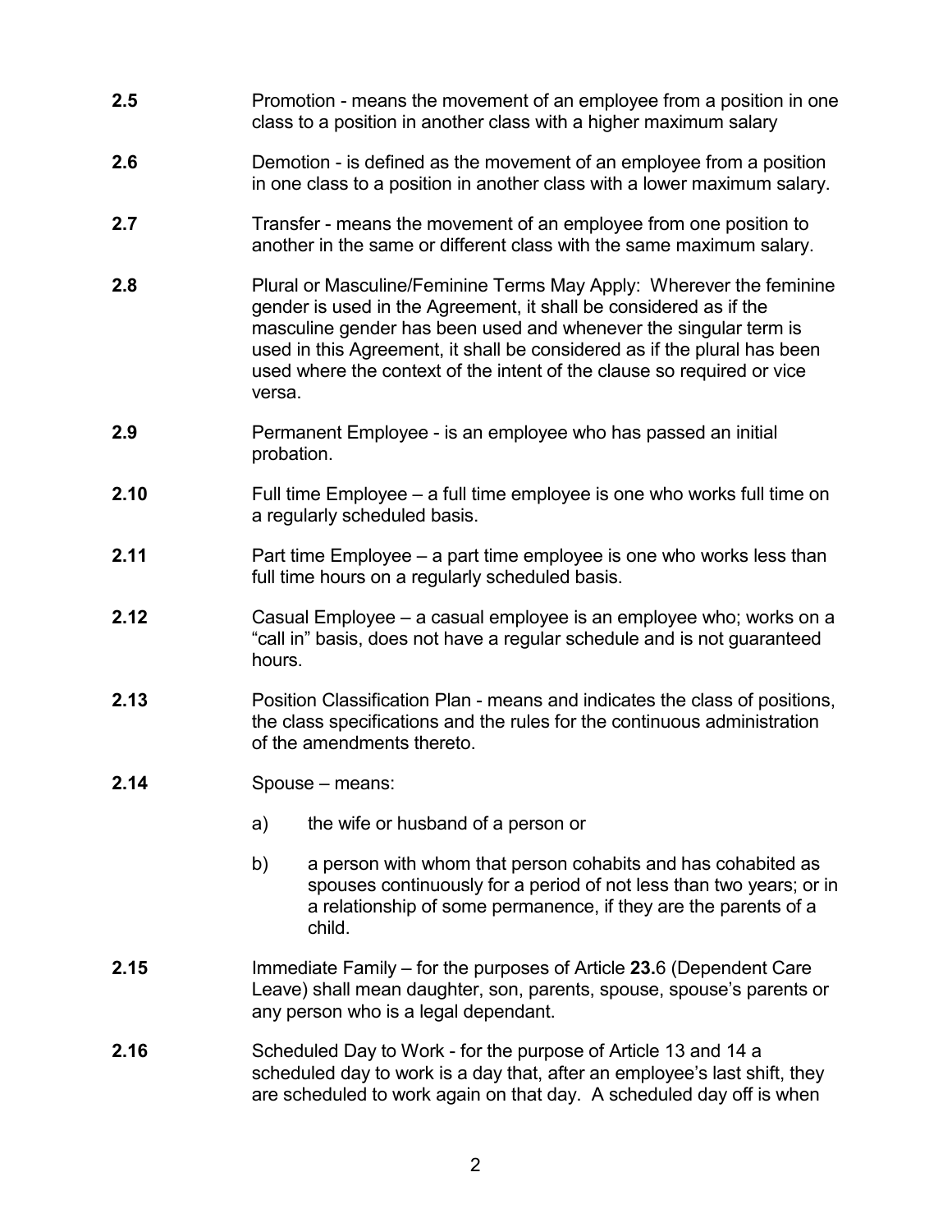**2.5** Promotion - means the movement of an employee from a position in one class to a position in another class with a higher maximum salary

**2.6** Demotion - is defined as the movement of an employee from a position in one class to a position in another class with a lower maximum salary.

**2.7** Transfer - means the movement of an employee from one position to another in the same or different class with the same maximum salary.

**2.8** Plural or Masculine/Feminine Terms May Apply: Wherever the feminine gender is used in the Agreement, it shall be considered as if the masculine gender has been used and whenever the singular term is used in this Agreement, it shall be considered as if the plural has been used where the context of the intent of the clause so required or vice versa.

**2.9** Permanent Employee - is an employee who has passed an initial probation.

**2.10** Full time Employee – a full time employee is one who works full time on a regularly scheduled basis.

**2.11** Part time Employee – a part time employee is one who works less than full time hours on a regularly scheduled basis.

**2.12** Casual Employee – a casual employee is an employee who; works on a "call in" basis, does not have a regular schedule and is not guaranteed hours.

**2.13** Position Classification Plan - means and indicates the class of positions, the class specifications and the rules for the continuous administration of the amendments thereto.

**2.14** Spouse – means:

a) the wife or husband of a person or

b) a person with whom that person cohabits and has cohabited as spouses continuously for a period of not less than two years; or in a relationship of some permanence, if they are the parents of a child.

**2.15** Immediate Family – for the purposes of Article **23.**6 (Dependent Care Leave) shall mean daughter, son, parents, spouse, spouse's parents or any person who is a legal dependant.

**2.16** Scheduled Day to Work - for the purpose of Article 13 and 14 a scheduled day to work is a day that, after an employee's last shift, they are scheduled to work again on that day. A scheduled day off is when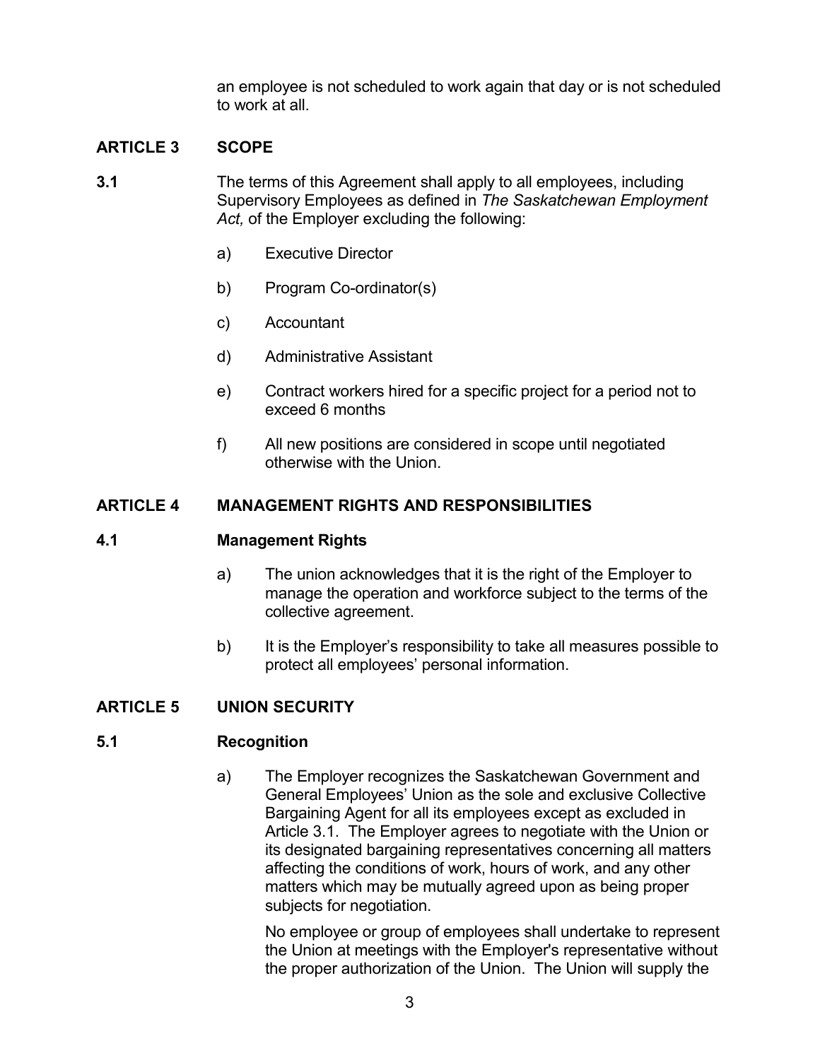an employee is not scheduled to work again that day or is not scheduled to work at all.

## ARTICLE 3 SCOPE

**3.1** The terms of this Agreement shall apply to all employees, including Supervisory Employees as defined in *The Saskatchewan Employment Act,* of the Employer excluding the following:

a) Executive Director

b) Program Co-ordinator(s)

c) Accountant

d) Administrative Assistant

e) Contract workers hired for a specific project for a period not to exceed 6 months

f) All new positions are considered in scope until negotiated otherwise with the Union.

## ARTICLE 4 MANAGEMENT RIGHTS AND RESPONSIBILITIES

### 4.1 Management Rights

a) The union acknowledges that it is the right of the Employer to manage the operation and workforce subject to the terms of the collective agreement.

b) It is the Employer's responsibility to take all measures possible to protect all employees' personal information.

## ARTICLE 5 UNION SECURITY

### 5.1 Recognition

a) The Employer recognizes the Saskatchewan Government and General Employees' Union as the sole and exclusive Collective Bargaining Agent for all its employees except as excluded in Article 3.1. The Employer agrees to negotiate with the Union or its designated bargaining representatives concerning all matters affecting the conditions of work, hours of work, and any other matters which may be mutually agreed upon as being proper subjects for negotiation.

No employee or group of employees shall undertake to represent the Union at meetings with the Employer's representative without the proper authorization of the Union. The Union will supply the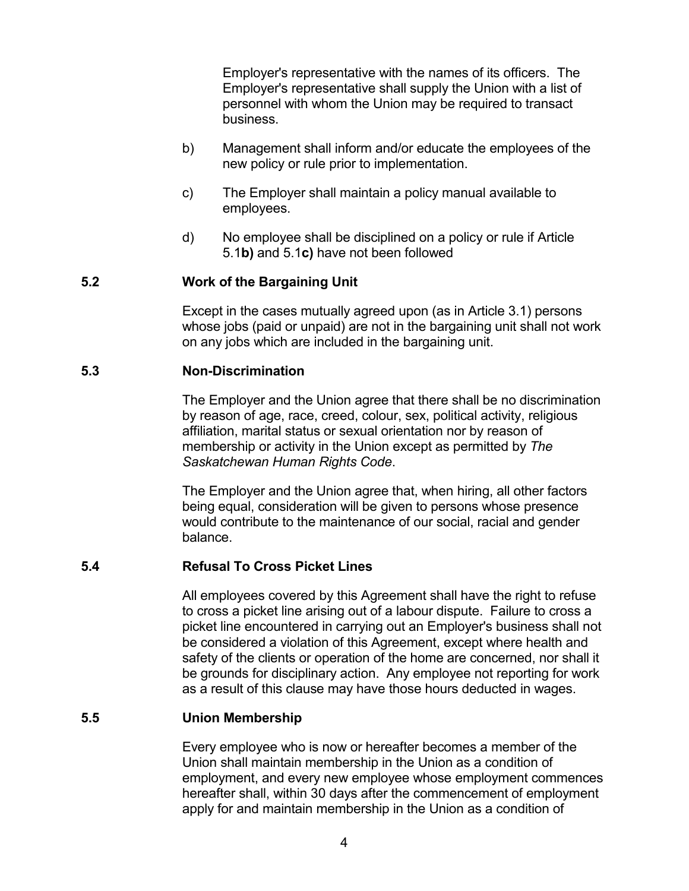Employer's representative with the names of its officers. The Employer's representative shall supply the Union with a list of personnel with whom the Union may be required to transact business.

b) Management shall inform and/or educate the employees of the new policy or rule prior to implementation.

c) The Employer shall maintain a policy manual available to employees.

d) No employee shall be disciplined on a policy or rule if Article 5.1**b)** and 5.1**c)** have not been followed

### 5.2 Work of the Bargaining Unit

Except in the cases mutually agreed upon (as in Article 3.1) persons whose jobs (paid or unpaid) are not in the bargaining unit shall not work on any jobs which are included in the bargaining unit.

### 5.3 Non-Discrimination

The Employer and the Union agree that there shall be no discrimination by reason of age, race, creed, colour, sex, political activity, religious affiliation, marital status or sexual orientation nor by reason of membership or activity in the Union except as permitted by *The Saskatchewan Human Rights Code*.

The Employer and the Union agree that, when hiring, all other factors being equal, consideration will be given to persons whose presence would contribute to the maintenance of our social, racial and gender balance.

### 5.4 Refusal To Cross Picket Lines

All employees covered by this Agreement shall have the right to refuse to cross a picket line arising out of a labour dispute. Failure to cross a picket line encountered in carrying out an Employer's business shall not be considered a violation of this Agreement, except where health and safety of the clients or operation of the home are concerned, nor shall it be grounds for disciplinary action. Any employee not reporting for work as a result of this clause may have those hours deducted in wages.

### 5.5 Union Membership

Every employee who is now or hereafter becomes a member of the Union shall maintain membership in the Union as a condition of employment, and every new employee whose employment commences hereafter shall, within 30 days after the commencement of employment apply for and maintain membership in the Union as a condition of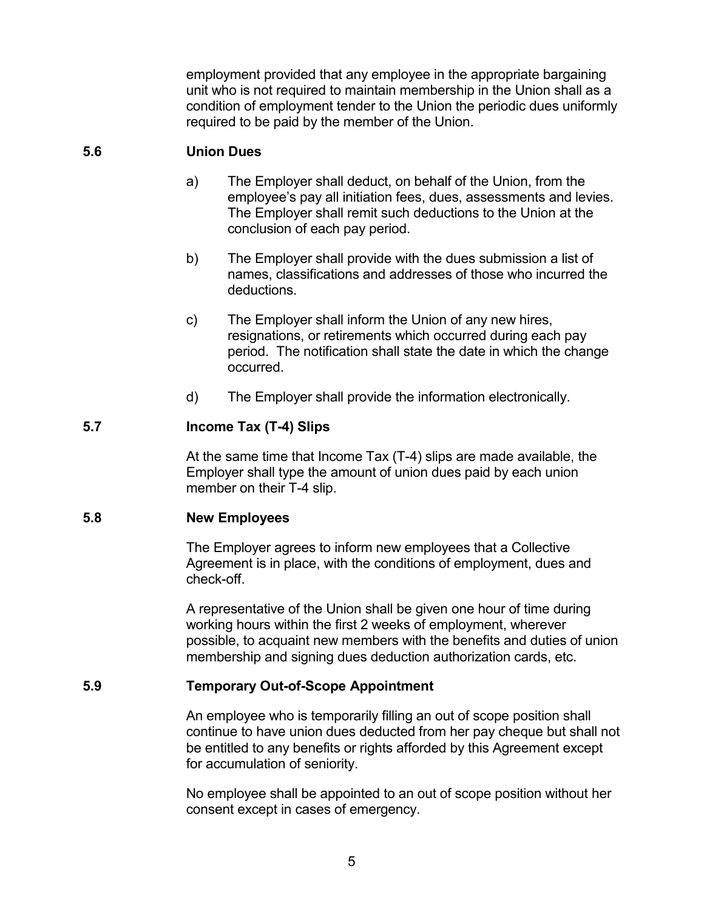employment provided that any employee in the appropriate bargaining unit who is not required to maintain membership in the Union shall as a condition of employment tender to the Union the periodic dues uniformly required to be paid by the member of the Union.

### 5.6 Union Dues

a) The Employer shall deduct, on behalf of the Union, from the employee's pay all initiation fees, dues, assessments and levies. The Employer shall remit such deductions to the Union at the conclusion of each pay period.

b) The Employer shall provide with the dues submission a list of names, classifications and addresses of those who incurred the deductions.

c) The Employer shall inform the Union of any new hires, resignations, or retirements which occurred during each pay period. The notification shall state the date in which the change occurred.

d) The Employer shall provide the information electronically.

### 5.7 Income Tax (T-4) Slips

At the same time that Income Tax (T-4) slips are made available, the Employer shall type the amount of union dues paid by each union member on their T-4 slip.

### 5.8 New Employees

The Employer agrees to inform new employees that a Collective Agreement is in place, with the conditions of employment, dues and check-off.

A representative of the Union shall be given one hour of time during working hours within the first 2 weeks of employment, wherever possible, to acquaint new members with the benefits and duties of union membership and signing dues deduction authorization cards, etc.

### 5.9 Temporary Out-of-Scope Appointment

An employee who is temporarily filling an out of scope position shall continue to have union dues deducted from her pay cheque but shall not be entitled to any benefits or rights afforded by this Agreement except for accumulation of seniority.

No employee shall be appointed to an out of scope position without her consent except in cases of emergency.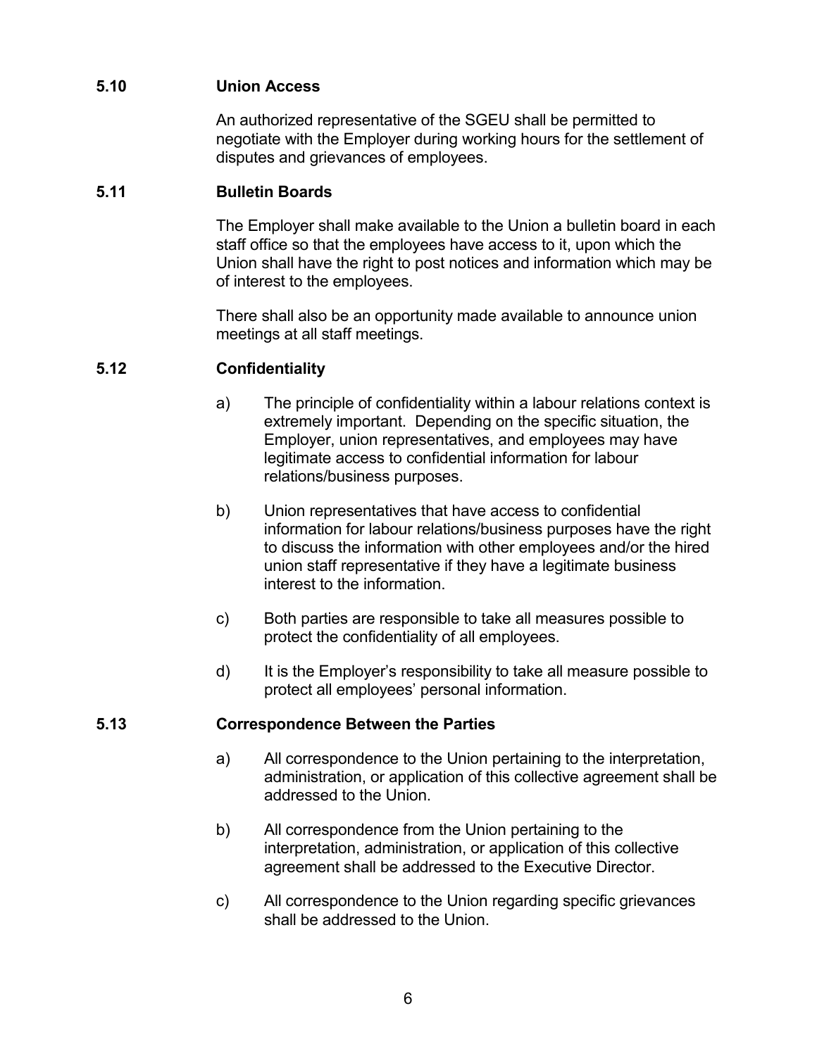### 5.10 Union Access

An authorized representative of the SGEU shall be permitted to negotiate with the Employer during working hours for the settlement of disputes and grievances of employees.

### 5.11 Bulletin Boards

The Employer shall make available to the Union a bulletin board in each staff office so that the employees have access to it, upon which the Union shall have the right to post notices and information which may be of interest to the employees.

There shall also be an opportunity made available to announce union meetings at all staff meetings.

### 5.12 Confidentiality

a) The principle of confidentiality within a labour relations context is extremely important. Depending on the specific situation, the Employer, union representatives, and employees may have legitimate access to confidential information for labour relations/business purposes.

b) Union representatives that have access to confidential information for labour relations/business purposes have the right to discuss the information with other employees and/or the hired union staff representative if they have a legitimate business interest to the information.

c) Both parties are responsible to take all measures possible to protect the confidentiality of all employees.

d) It is the Employer's responsibility to take all measure possible to protect all employees' personal information.

### 5.13 Correspondence Between the Parties

a) All correspondence to the Union pertaining to the interpretation, administration, or application of this collective agreement shall be addressed to the Union.

b) All correspondence from the Union pertaining to the interpretation, administration, or application of this collective agreement shall be addressed to the Executive Director.

c) All correspondence to the Union regarding specific grievances shall be addressed to the Union.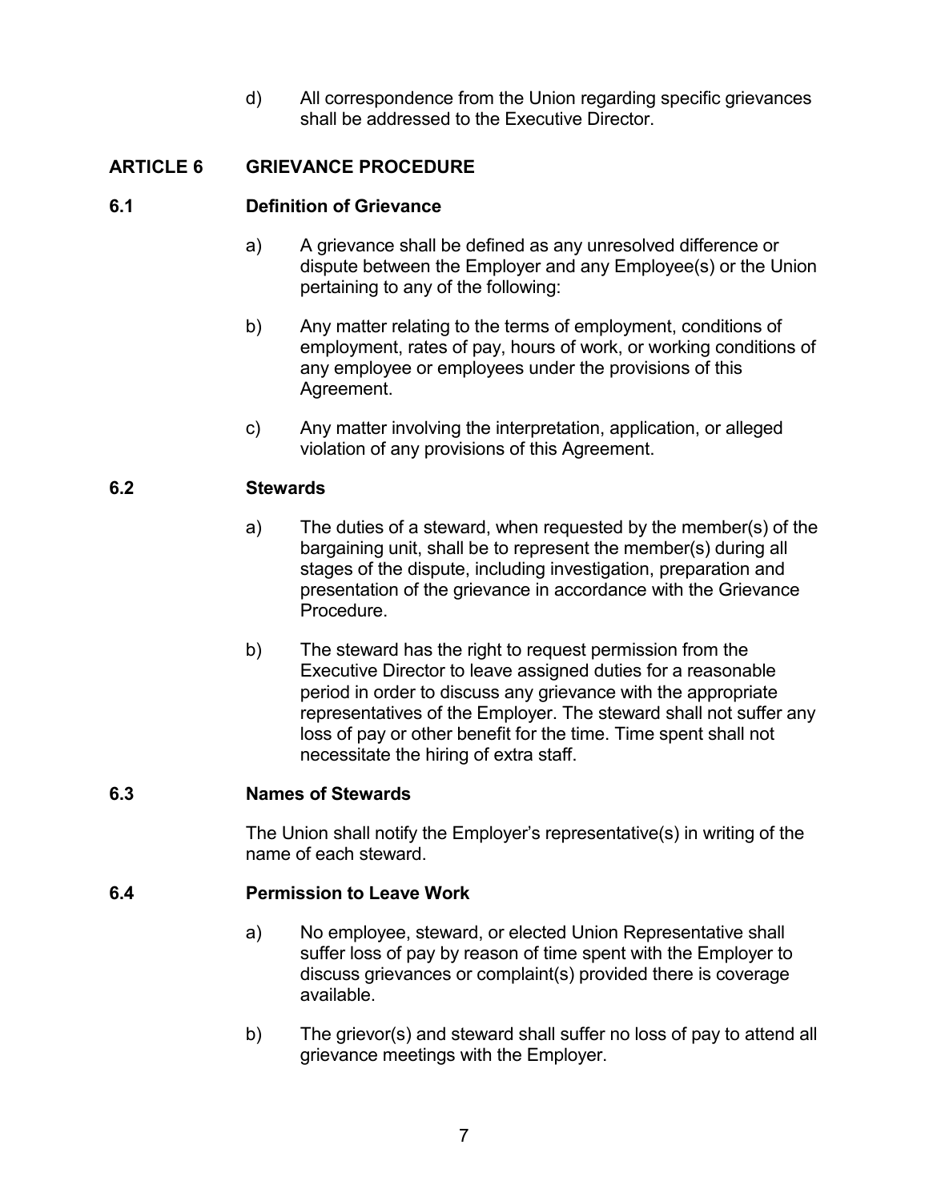d) All correspondence from the Union regarding specific grievances shall be addressed to the Executive Director.

## ARTICLE 6 GRIEVANCE PROCEDURE

### 6.1 Definition of Grievance

a) A grievance shall be defined as any unresolved difference or dispute between the Employer and any Employee(s) or the Union pertaining to any of the following:

b) Any matter relating to the terms of employment, conditions of employment, rates of pay, hours of work, or working conditions of any employee or employees under the provisions of this Agreement.

c) Any matter involving the interpretation, application, or alleged violation of any provisions of this Agreement.

### 6.2 Stewards

a) The duties of a steward, when requested by the member(s) of the bargaining unit, shall be to represent the member(s) during all stages of the dispute, including investigation, preparation and presentation of the grievance in accordance with the Grievance Procedure.

b) The steward has the right to request permission from the Executive Director to leave assigned duties for a reasonable period in order to discuss any grievance with the appropriate representatives of the Employer. The steward shall not suffer any loss of pay or other benefit for the time. Time spent shall not necessitate the hiring of extra staff.

### 6.3 Names of Stewards

The Union shall notify the Employer's representative(s) in writing of the name of each steward.

### 6.4 Permission to Leave Work

a) No employee, steward, or elected Union Representative shall suffer loss of pay by reason of time spent with the Employer to discuss grievances or complaint(s) provided there is coverage available.

b) The grievor(s) and steward shall suffer no loss of pay to attend all grievance meetings with the Employer.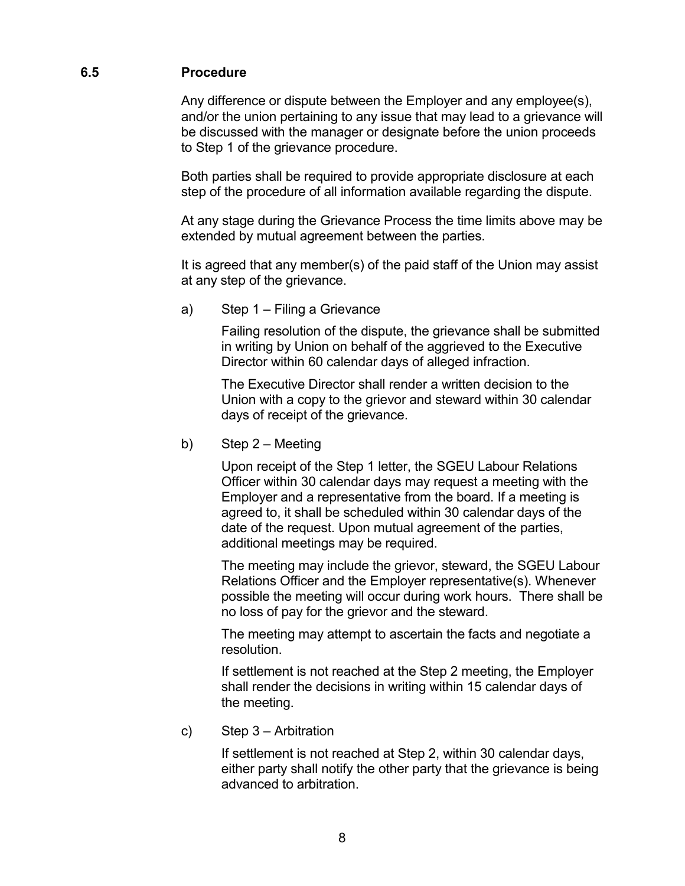### 6.5 Procedure

Any difference or dispute between the Employer and any employee(s), and/or the union pertaining to any issue that may lead to a grievance will be discussed with the manager or designate before the union proceeds to Step 1 of the grievance procedure.

Both parties shall be required to provide appropriate disclosure at each step of the procedure of all information available regarding the dispute.

At any stage during the Grievance Process the time limits above may be extended by mutual agreement between the parties.

It is agreed that any member(s) of the paid staff of the Union may assist at any step of the grievance.

a) Step 1 – Filing a Grievance

Failing resolution of the dispute, the grievance shall be submitted in writing by Union on behalf of the aggrieved to the Executive Director within 60 calendar days of alleged infraction.

The Executive Director shall render a written decision to the Union with a copy to the grievor and steward within 30 calendar days of receipt of the grievance.

b) Step 2 – Meeting

Upon receipt of the Step 1 letter, the SGEU Labour Relations Officer within 30 calendar days may request a meeting with the Employer and a representative from the board. If a meeting is agreed to, it shall be scheduled within 30 calendar days of the date of the request. Upon mutual agreement of the parties, additional meetings may be required.

The meeting may include the grievor, steward, the SGEU Labour Relations Officer and the Employer representative(s). Whenever possible the meeting will occur during work hours. There shall be no loss of pay for the grievor and the steward.

The meeting may attempt to ascertain the facts and negotiate a resolution.

If settlement is not reached at the Step 2 meeting, the Employer shall render the decisions in writing within 15 calendar days of the meeting.

c) Step 3 – Arbitration

If settlement is not reached at Step 2, within 30 calendar days, either party shall notify the other party that the grievance is being advanced to arbitration.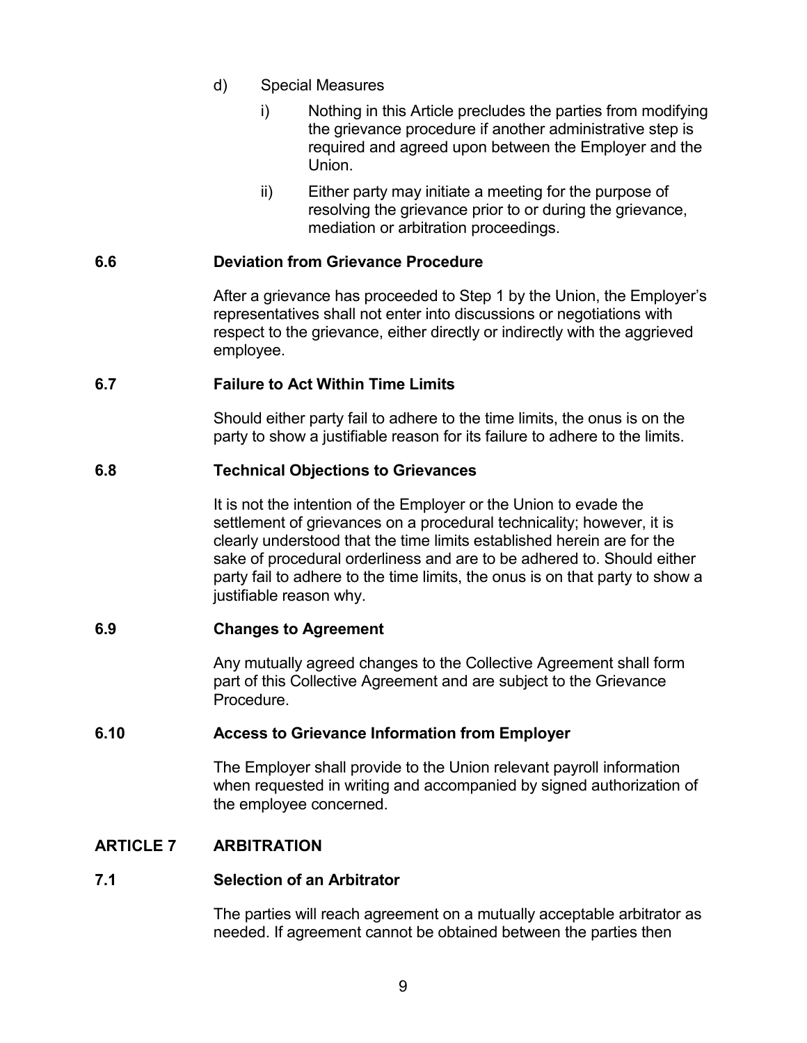d) Special Measures

i) Nothing in this Article precludes the parties from modifying the grievance procedure if another administrative step is required and agreed upon between the Employer and the Union.

ii) Either party may initiate a meeting for the purpose of resolving the grievance prior to or during the grievance, mediation or arbitration proceedings.

### 6.6 Deviation from Grievance Procedure

After a grievance has proceeded to Step 1 by the Union, the Employer's representatives shall not enter into discussions or negotiations with respect to the grievance, either directly or indirectly with the aggrieved employee.

### 6.7 Failure to Act Within Time Limits

Should either party fail to adhere to the time limits, the onus is on the party to show a justifiable reason for its failure to adhere to the limits.

### 6.8 Technical Objections to Grievances

It is not the intention of the Employer or the Union to evade the settlement of grievances on a procedural technicality; however, it is clearly understood that the time limits established herein are for the sake of procedural orderliness and are to be adhered to. Should either party fail to adhere to the time limits, the onus is on that party to show a justifiable reason why.

### 6.9 Changes to Agreement

Any mutually agreed changes to the Collective Agreement shall form part of this Collective Agreement and are subject to the Grievance Procedure.

### 6.10 Access to Grievance Information from Employer

The Employer shall provide to the Union relevant payroll information when requested in writing and accompanied by signed authorization of the employee concerned.

## ARTICLE 7 ARBITRATION

### 7.1 Selection of an Arbitrator

The parties will reach agreement on a mutually acceptable arbitrator as needed. If agreement cannot be obtained between the parties then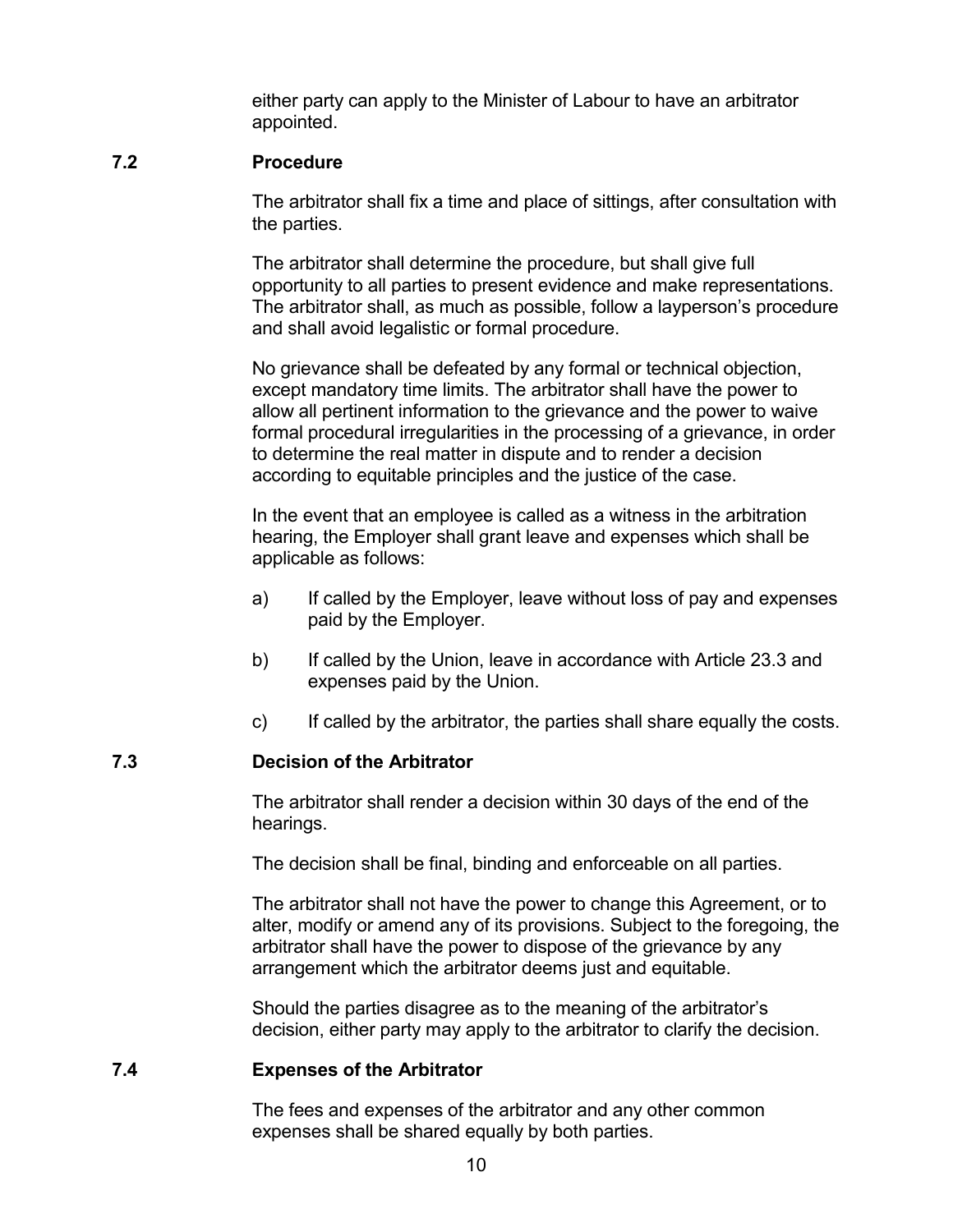either party can apply to the Minister of Labour to have an arbitrator appointed.

### 7.2 Procedure

The arbitrator shall fix a time and place of sittings, after consultation with the parties.

The arbitrator shall determine the procedure, but shall give full opportunity to all parties to present evidence and make representations. The arbitrator shall, as much as possible, follow a layperson's procedure and shall avoid legalistic or formal procedure.

No grievance shall be defeated by any formal or technical objection, except mandatory time limits. The arbitrator shall have the power to allow all pertinent information to the grievance and the power to waive formal procedural irregularities in the processing of a grievance, in order to determine the real matter in dispute and to render a decision according to equitable principles and the justice of the case.

In the event that an employee is called as a witness in the arbitration hearing, the Employer shall grant leave and expenses which shall be applicable as follows:

a) If called by the Employer, leave without loss of pay and expenses paid by the Employer.

b) If called by the Union, leave in accordance with Article 23.3 and expenses paid by the Union.

c) If called by the arbitrator, the parties shall share equally the costs.

### 7.3 Decision of the Arbitrator

The arbitrator shall render a decision within 30 days of the end of the hearings.

The decision shall be final, binding and enforceable on all parties.

The arbitrator shall not have the power to change this Agreement, or to alter, modify or amend any of its provisions. Subject to the foregoing, the arbitrator shall have the power to dispose of the grievance by any arrangement which the arbitrator deems just and equitable.

Should the parties disagree as to the meaning of the arbitrator's decision, either party may apply to the arbitrator to clarify the decision.

### 7.4 Expenses of the Arbitrator

The fees and expenses of the arbitrator and any other common expenses shall be shared equally by both parties.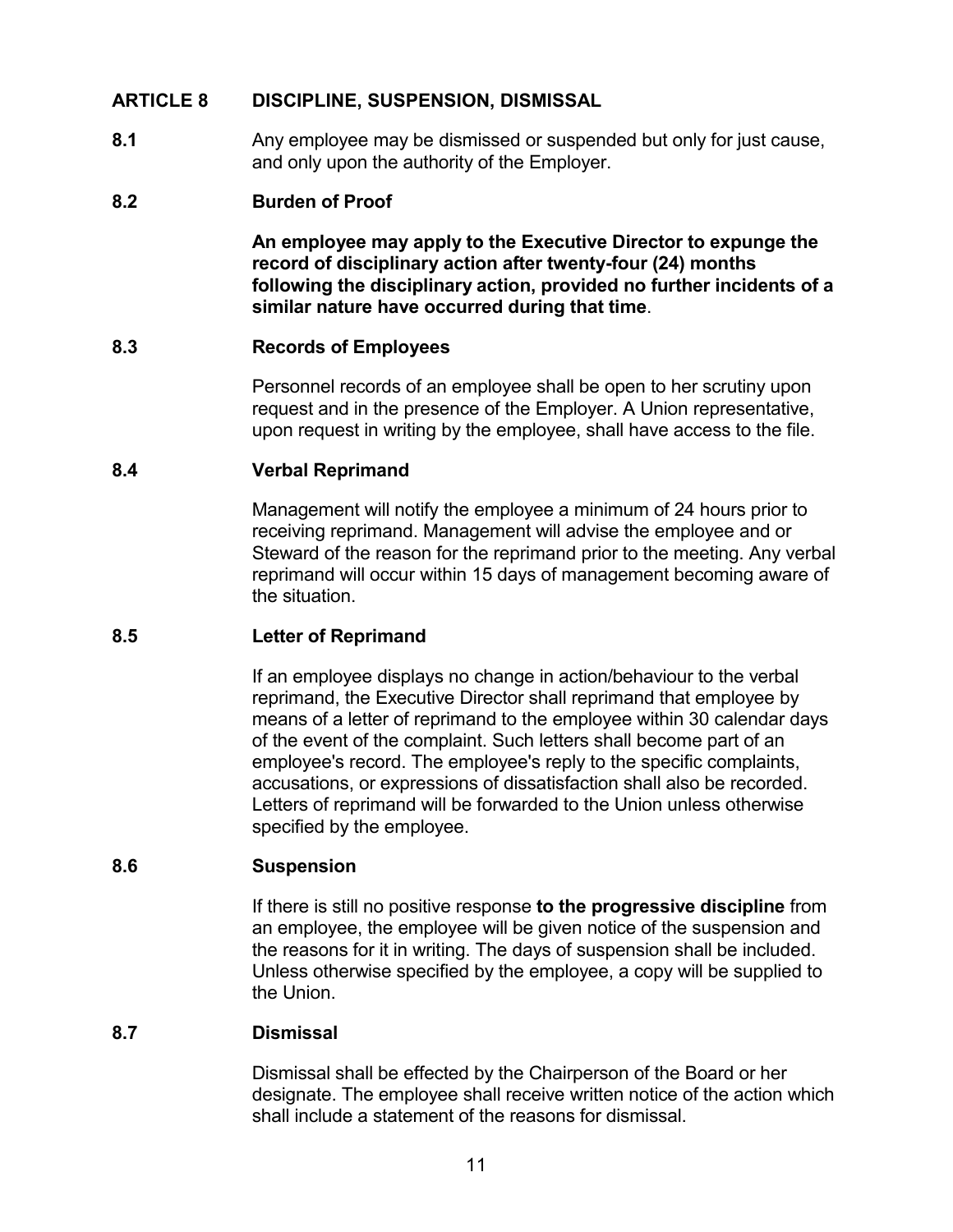## ARTICLE 8 DISCIPLINE, SUSPENSION, DISMISSAL

**8.1** Any employee may be dismissed or suspended but only for just cause, and only upon the authority of the Employer.

**8.2 Burden of Proof**

**An employee may apply to the Executive Director to expunge the record of disciplinary action after twenty-four (24) months following the disciplinary action, provided no further incidents of a similar nature have occurred during that time**.

**8.3 Records of Employees**

Personnel records of an employee shall be open to her scrutiny upon request and in the presence of the Employer. A Union representative, upon request in writing by the employee, shall have access to the file.

**8.4 Verbal Reprimand**

Management will notify the employee a minimum of 24 hours prior to receiving reprimand. Management will advise the employee and or Steward of the reason for the reprimand prior to the meeting. Any verbal reprimand will occur within 15 days of management becoming aware of the situation.

**8.5 Letter of Reprimand**

If an employee displays no change in action/behaviour to the verbal reprimand, the Executive Director shall reprimand that employee by means of a letter of reprimand to the employee within 30 calendar days of the event of the complaint. Such letters shall become part of an employee's record. The employee's reply to the specific complaints, accusations, or expressions of dissatisfaction shall also be recorded. Letters of reprimand will be forwarded to the Union unless otherwise specified by the employee.

**8.6 Suspension**

If there is still no positive response **to the progressive discipline** from an employee, the employee will be given notice of the suspension and the reasons for it in writing. The days of suspension shall be included. Unless otherwise specified by the employee, a copy will be supplied to the Union.

**8.7 Dismissal**

Dismissal shall be effected by the Chairperson of the Board or her designate. The employee shall receive written notice of the action which shall include a statement of the reasons for dismissal.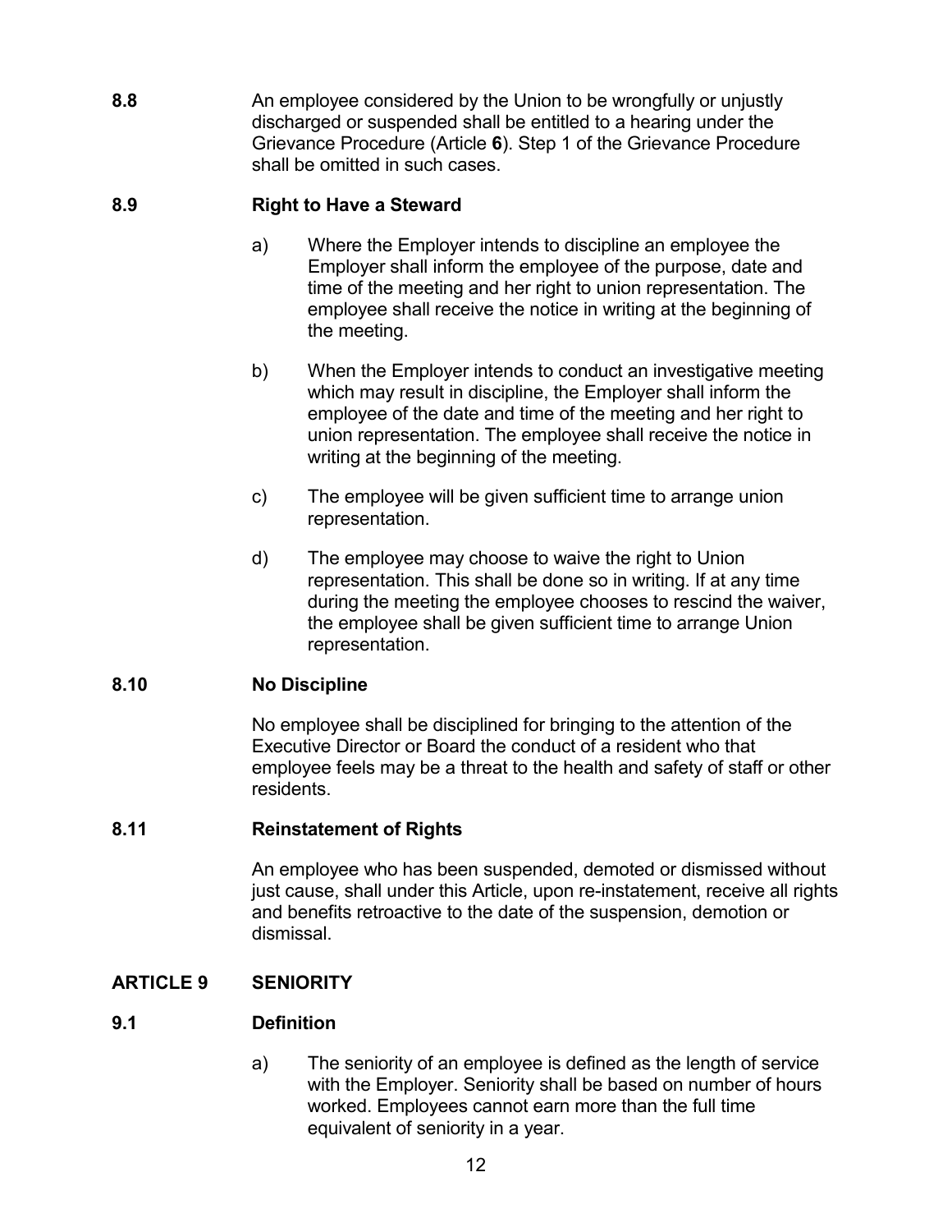**8.8** An employee considered by the Union to be wrongfully or unjustly discharged or suspended shall be entitled to a hearing under the Grievance Procedure (Article **6**). Step 1 of the Grievance Procedure shall be omitted in such cases.

### 8.9 Right to Have a Steward

a) Where the Employer intends to discipline an employee the Employer shall inform the employee of the purpose, date and time of the meeting and her right to union representation. The employee shall receive the notice in writing at the beginning of the meeting.

b) When the Employer intends to conduct an investigative meeting which may result in discipline, the Employer shall inform the employee of the date and time of the meeting and her right to union representation. The employee shall receive the notice in writing at the beginning of the meeting.

c) The employee will be given sufficient time to arrange union representation.

d) The employee may choose to waive the right to Union representation. This shall be done so in writing. If at any time during the meeting the employee chooses to rescind the waiver, the employee shall be given sufficient time to arrange Union representation.

### 8.10 No Discipline

No employee shall be disciplined for bringing to the attention of the Executive Director or Board the conduct of a resident who that employee feels may be a threat to the health and safety of staff or other residents.

### 8.11 Reinstatement of Rights

An employee who has been suspended, demoted or dismissed without just cause, shall under this Article, upon re-instatement, receive all rights and benefits retroactive to the date of the suspension, demotion or dismissal.

## ARTICLE 9 SENIORITY

### 9.1 Definition

a) The seniority of an employee is defined as the length of service with the Employer. Seniority shall be based on number of hours worked. Employees cannot earn more than the full time equivalent of seniority in a year.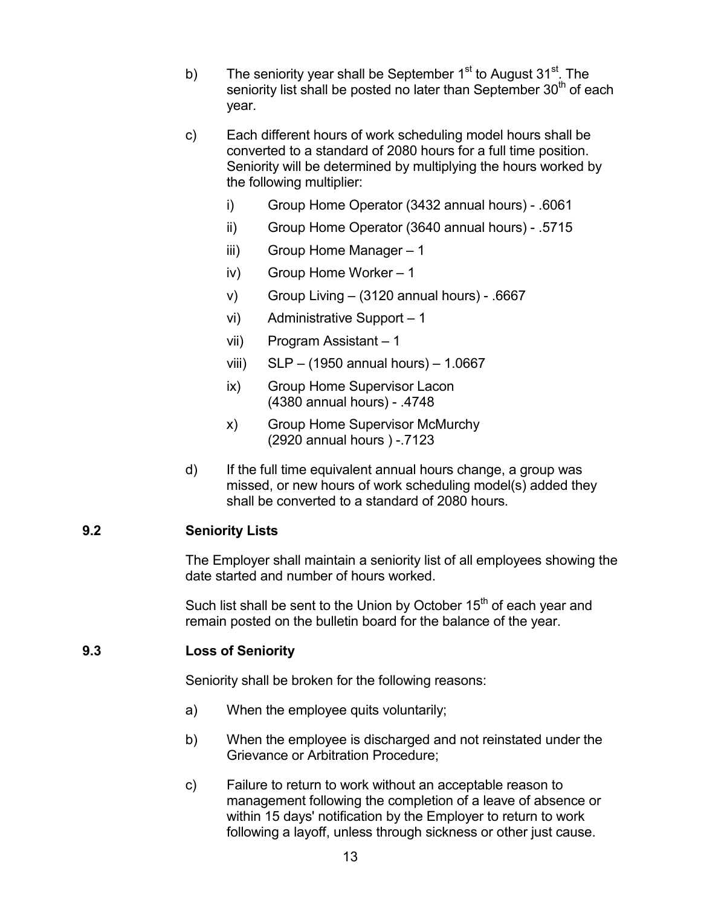b) The seniority year shall be September 1st to August 31st. The seniority list shall be posted no later than September 30th of each year.

c) Each different hours of work scheduling model hours shall be converted to a standard of 2080 hours for a full time position. Seniority will be determined by multiplying the hours worked by the following multiplier:

   i) Group Home Operator (3432 annual hours) - .6061

   ii) Group Home Operator (3640 annual hours) - .5715

   iii) Group Home Manager – 1

   iv) Group Home Worker – 1

   v) Group Living – (3120 annual hours) - .6667

   vi) Administrative Support – 1

   vii) Program Assistant – 1

   viii) SLP – (1950 annual hours) – 1.0667

   ix) Group Home Supervisor Lacon (4380 annual hours) - .4748

   x) Group Home Supervisor McMurchy (2920 annual hours ) -.7123

d) If the full time equivalent annual hours change, a group was missed, or new hours of work scheduling model(s) added they shall be converted to a standard of 2080 hours.

### 9.2 Seniority Lists

The Employer shall maintain a seniority list of all employees showing the date started and number of hours worked.

Such list shall be sent to the Union by October 15th of each year and remain posted on the bulletin board for the balance of the year.

### 9.3 Loss of Seniority

Seniority shall be broken for the following reasons:

a) When the employee quits voluntarily;

b) When the employee is discharged and not reinstated under the Grievance or Arbitration Procedure;

c) Failure to return to work without an acceptable reason to management following the completion of a leave of absence or within 15 days' notification by the Employer to return to work following a layoff, unless through sickness or other just cause.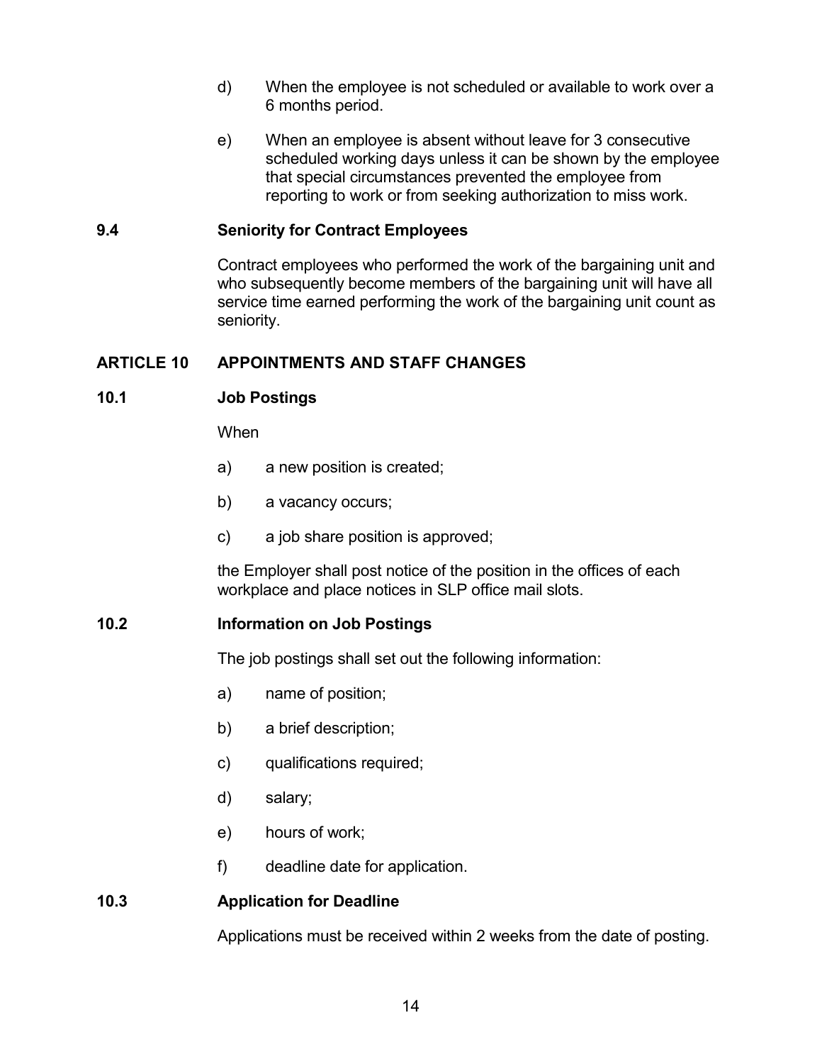d) When the employee is not scheduled or available to work over a 6 months period.

e) When an employee is absent without leave for 3 consecutive scheduled working days unless it can be shown by the employee that special circumstances prevented the employee from reporting to work or from seeking authorization to miss work.

### 9.4 Seniority for Contract Employees

Contract employees who performed the work of the bargaining unit and who subsequently become members of the bargaining unit will have all service time earned performing the work of the bargaining unit count as seniority.

## ARTICLE 10 APPOINTMENTS AND STAFF CHANGES

### 10.1 Job Postings

When

a) a new position is created;

b) a vacancy occurs;

c) a job share position is approved;

the Employer shall post notice of the position in the offices of each workplace and place notices in SLP office mail slots.

### 10.2 Information on Job Postings

The job postings shall set out the following information:

a) name of position;

b) a brief description;

c) qualifications required;

d) salary;

e) hours of work;

f) deadline date for application.

### 10.3 Application for Deadline

Applications must be received within 2 weeks from the date of posting.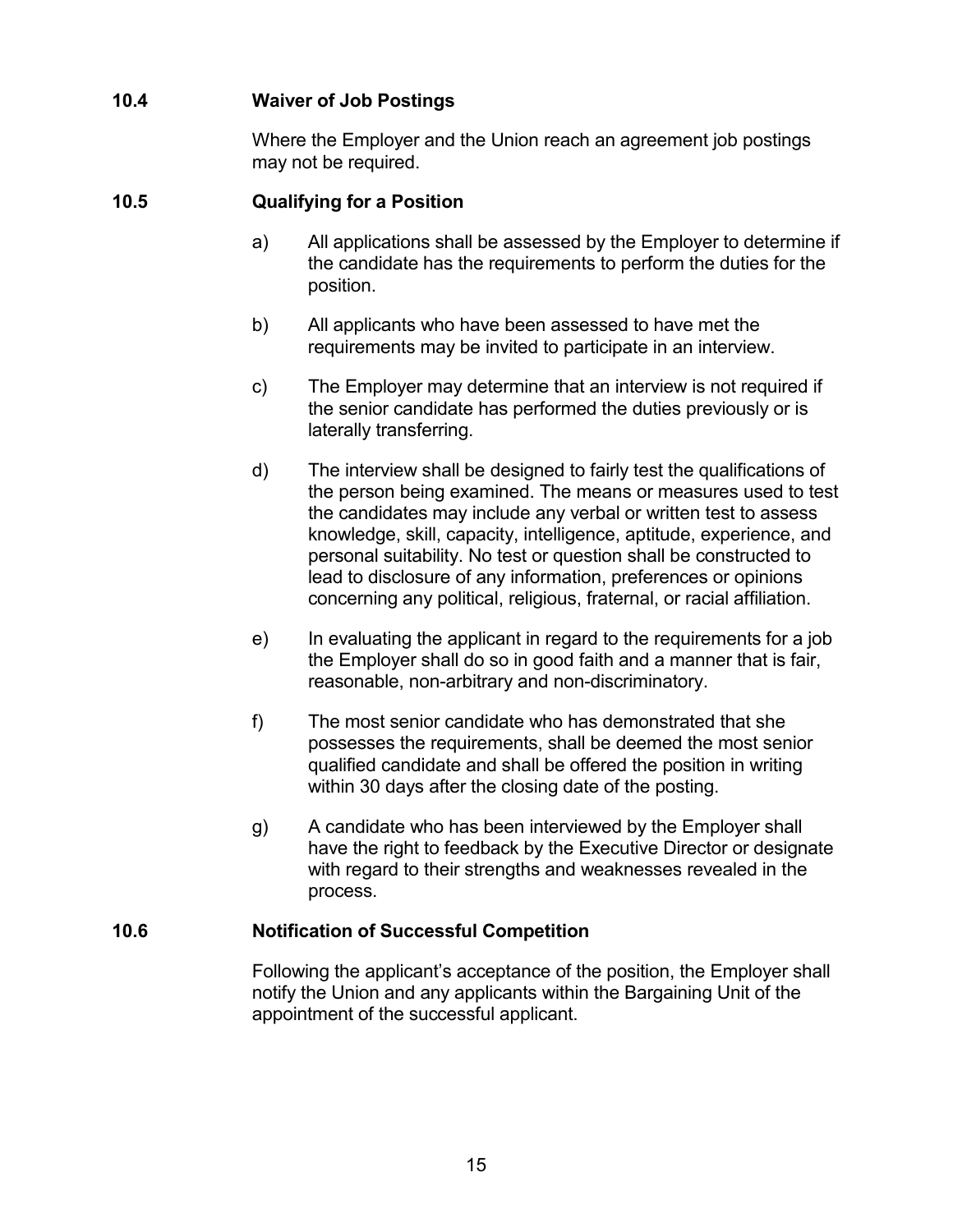### 10.4 Waiver of Job Postings

Where the Employer and the Union reach an agreement job postings may not be required.

### 10.5 Qualifying for a Position

a) All applications shall be assessed by the Employer to determine if the candidate has the requirements to perform the duties for the position.

b) All applicants who have been assessed to have met the requirements may be invited to participate in an interview.

c) The Employer may determine that an interview is not required if the senior candidate has performed the duties previously or is laterally transferring.

d) The interview shall be designed to fairly test the qualifications of the person being examined. The means or measures used to test the candidates may include any verbal or written test to assess knowledge, skill, capacity, intelligence, aptitude, experience, and personal suitability. No test or question shall be constructed to lead to disclosure of any information, preferences or opinions concerning any political, religious, fraternal, or racial affiliation.

e) In evaluating the applicant in regard to the requirements for a job the Employer shall do so in good faith and a manner that is fair, reasonable, non-arbitrary and non-discriminatory.

f) The most senior candidate who has demonstrated that she possesses the requirements, shall be deemed the most senior qualified candidate and shall be offered the position in writing within 30 days after the closing date of the posting.

g) A candidate who has been interviewed by the Employer shall have the right to feedback by the Executive Director or designate with regard to their strengths and weaknesses revealed in the process.

### 10.6 Notification of Successful Competition

Following the applicant's acceptance of the position, the Employer shall notify the Union and any applicants within the Bargaining Unit of the appointment of the successful applicant.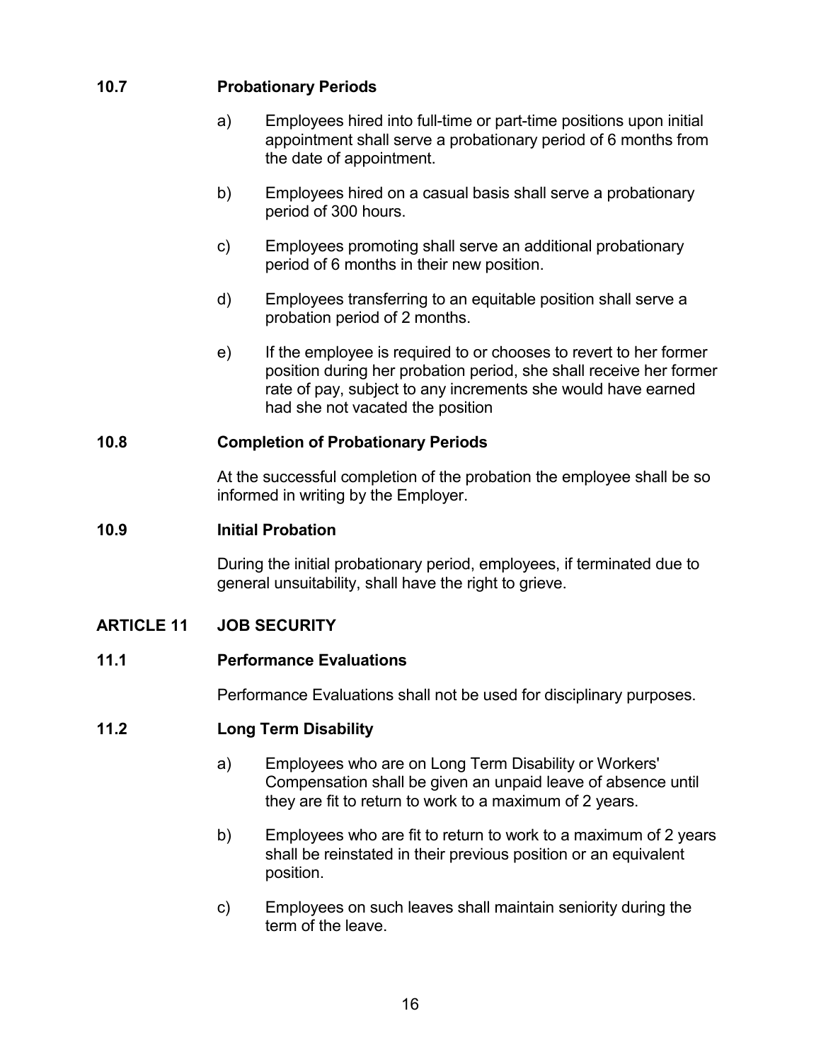### 10.7 Probationary Periods

a) Employees hired into full-time or part-time positions upon initial appointment shall serve a probationary period of 6 months from the date of appointment.

b) Employees hired on a casual basis shall serve a probationary period of 300 hours.

c) Employees promoting shall serve an additional probationary period of 6 months in their new position.

d) Employees transferring to an equitable position shall serve a probation period of 2 months.

e) If the employee is required to or chooses to revert to her former position during her probation period, she shall receive her former rate of pay, subject to any increments she would have earned had she not vacated the position

### 10.8 Completion of Probationary Periods

At the successful completion of the probation the employee shall be so informed in writing by the Employer.

### 10.9 Initial Probation

During the initial probationary period, employees, if terminated due to general unsuitability, shall have the right to grieve.

## ARTICLE 11 JOB SECURITY

### 11.1 Performance Evaluations

Performance Evaluations shall not be used for disciplinary purposes.

### 11.2 Long Term Disability

a) Employees who are on Long Term Disability or Workers' Compensation shall be given an unpaid leave of absence until they are fit to return to work to a maximum of 2 years.

b) Employees who are fit to return to work to a maximum of 2 years shall be reinstated in their previous position or an equivalent position.

c) Employees on such leaves shall maintain seniority during the term of the leave.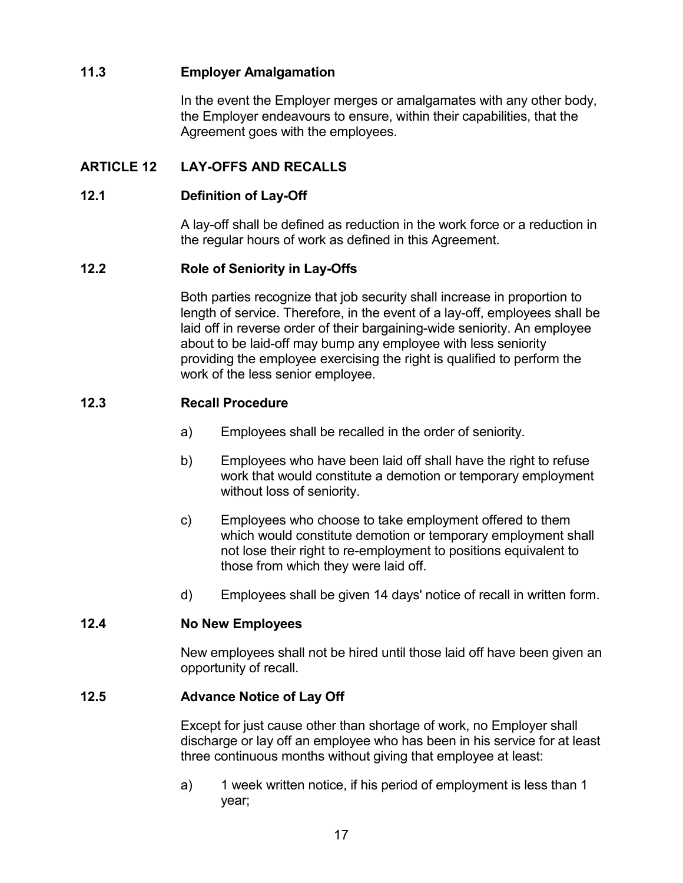### 11.3 Employer Amalgamation

In the event the Employer merges or amalgamates with any other body, the Employer endeavours to ensure, within their capabilities, that the Agreement goes with the employees.

## ARTICLE 12 LAY-OFFS AND RECALLS

### 12.1 Definition of Lay-Off

A lay-off shall be defined as reduction in the work force or a reduction in the regular hours of work as defined in this Agreement.

### 12.2 Role of Seniority in Lay-Offs

Both parties recognize that job security shall increase in proportion to length of service. Therefore, in the event of a lay-off, employees shall be laid off in reverse order of their bargaining-wide seniority. An employee about to be laid-off may bump any employee with less seniority providing the employee exercising the right is qualified to perform the work of the less senior employee.

### 12.3 Recall Procedure

a) Employees shall be recalled in the order of seniority.

b) Employees who have been laid off shall have the right to refuse work that would constitute a demotion or temporary employment without loss of seniority.

c) Employees who choose to take employment offered to them which would constitute demotion or temporary employment shall not lose their right to re-employment to positions equivalent to those from which they were laid off.

d) Employees shall be given 14 days' notice of recall in written form.

### 12.4 No New Employees

New employees shall not be hired until those laid off have been given an opportunity of recall.

### 12.5 Advance Notice of Lay Off

Except for just cause other than shortage of work, no Employer shall discharge or lay off an employee who has been in his service for at least three continuous months without giving that employee at least:

a) 1 week written notice, if his period of employment is less than 1 year;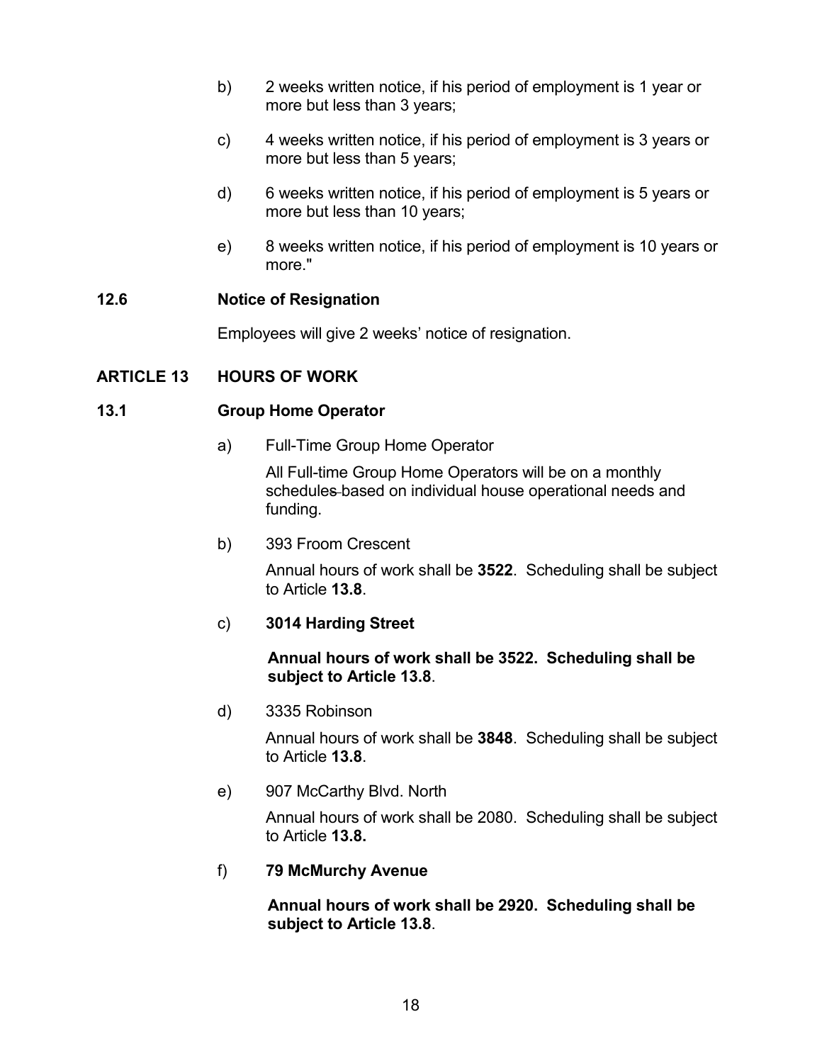b) 2 weeks written notice, if his period of employment is 1 year or more but less than 3 years;

c) 4 weeks written notice, if his period of employment is 3 years or more but less than 5 years;

d) 6 weeks written notice, if his period of employment is 5 years or more but less than 10 years;

e) 8 weeks written notice, if his period of employment is 10 years or more."

### 12.6 Notice of Resignation

Employees will give 2 weeks' notice of resignation.

## ARTICLE 13 HOURS OF WORK

### 13.1 Group Home Operator

a) Full-Time Group Home Operator

All Full-time Group Home Operators will be on a monthly schedules based on individual house operational needs and funding.

b) 393 Froom Crescent

Annual hours of work shall be **3522**. Scheduling shall be subject to Article **13.8**.

c) **3014 Harding Street**

**Annual hours of work shall be 3522. Scheduling shall be subject to Article 13.8**.

d) 3335 Robinson

Annual hours of work shall be **3848**. Scheduling shall be subject to Article **13.8**.

e) 907 McCarthy Blvd. North

Annual hours of work shall be 2080. Scheduling shall be subject to Article **13.8.**

f) **79 McMurchy Avenue**

**Annual hours of work shall be 2920. Scheduling shall be subject to Article 13.8**.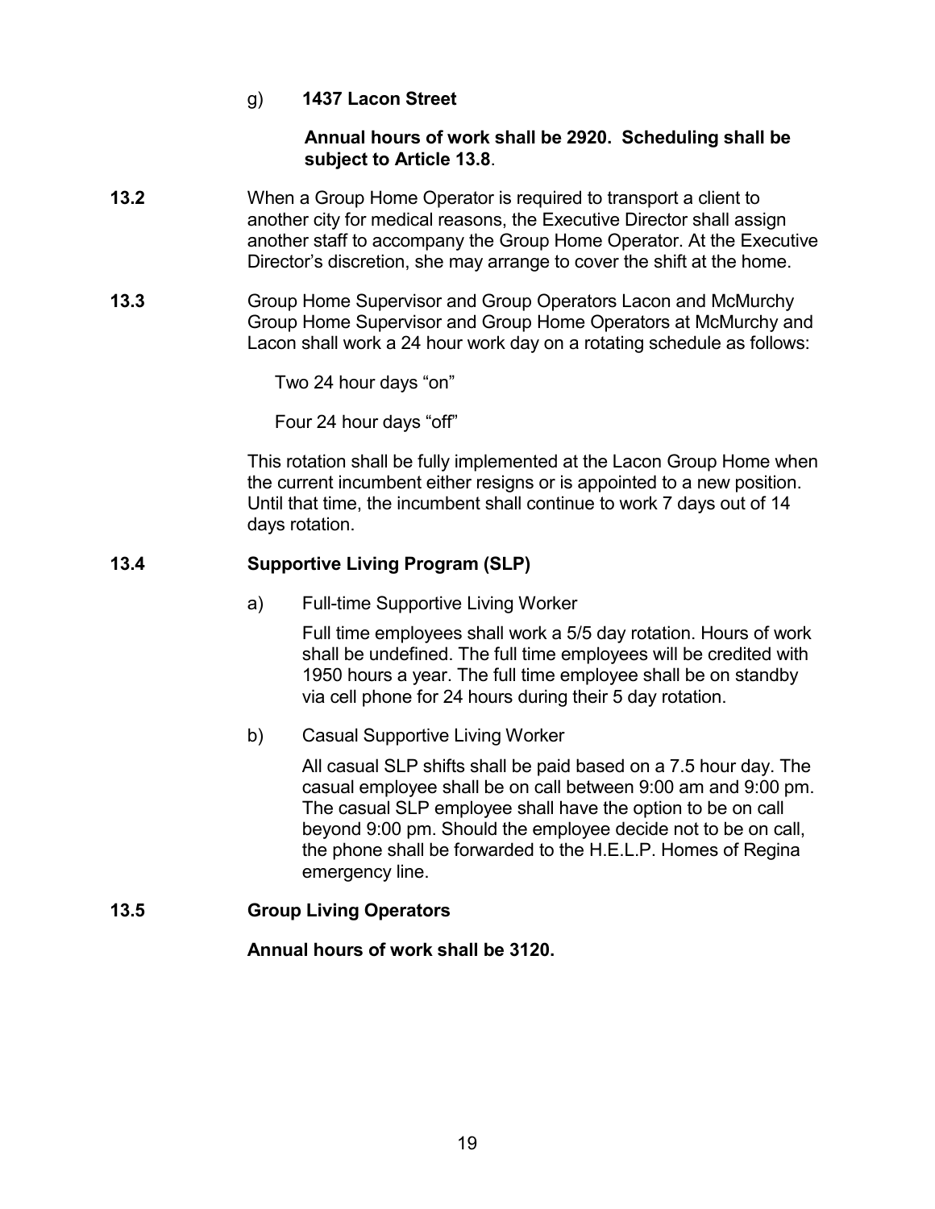g) **1437 Lacon Street**

**Annual hours of work shall be 2920. Scheduling shall be subject to Article 13.8**.

**13.2** When a Group Home Operator is required to transport a client to another city for medical reasons, the Executive Director shall assign another staff to accompany the Group Home Operator. At the Executive Director's discretion, she may arrange to cover the shift at the home.

**13.3** Group Home Supervisor and Group Operators Lacon and McMurchy Group Home Supervisor and Group Home Operators at McMurchy and Lacon shall work a 24 hour work day on a rotating schedule as follows:

Two 24 hour days "on"

Four 24 hour days "off"

This rotation shall be fully implemented at the Lacon Group Home when the current incumbent either resigns or is appointed to a new position. Until that time, the incumbent shall continue to work 7 days out of 14 days rotation.

**13.4 Supportive Living Program (SLP)**

a) Full-time Supportive Living Worker

Full time employees shall work a 5/5 day rotation. Hours of work shall be undefined. The full time employees will be credited with 1950 hours a year. The full time employee shall be on standby via cell phone for 24 hours during their 5 day rotation.

b) Casual Supportive Living Worker

All casual SLP shifts shall be paid based on a 7.5 hour day. The casual employee shall be on call between 9:00 am and 9:00 pm. The casual SLP employee shall have the option to be on call beyond 9:00 pm. Should the employee decide not to be on call, the phone shall be forwarded to the H.E.L.P. Homes of Regina emergency line.

**13.5 Group Living Operators**

**Annual hours of work shall be 3120.**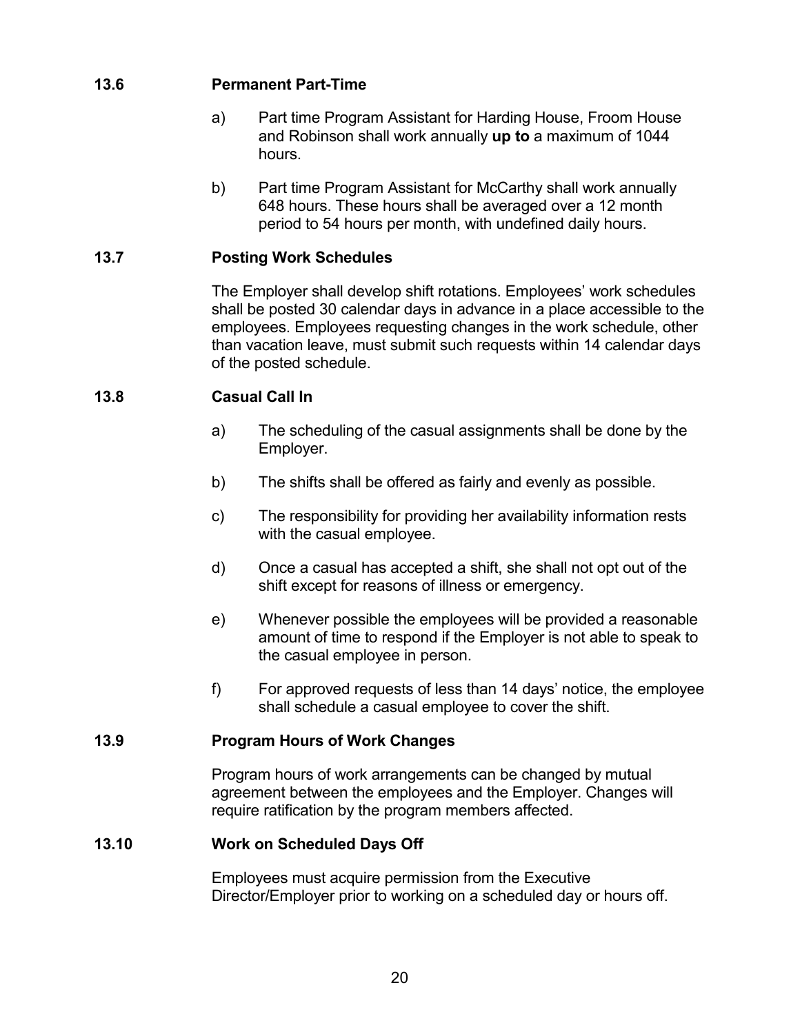### 13.6 Permanent Part-Time

a) Part time Program Assistant for Harding House, Froom House and Robinson shall work annually **up to** a maximum of 1044 hours.

b) Part time Program Assistant for McCarthy shall work annually 648 hours. These hours shall be averaged over a 12 month period to 54 hours per month, with undefined daily hours.

### 13.7 Posting Work Schedules

The Employer shall develop shift rotations. Employees' work schedules shall be posted 30 calendar days in advance in a place accessible to the employees. Employees requesting changes in the work schedule, other than vacation leave, must submit such requests within 14 calendar days of the posted schedule.

### 13.8 Casual Call In

a) The scheduling of the casual assignments shall be done by the Employer.

b) The shifts shall be offered as fairly and evenly as possible.

c) The responsibility for providing her availability information rests with the casual employee.

d) Once a casual has accepted a shift, she shall not opt out of the shift except for reasons of illness or emergency.

e) Whenever possible the employees will be provided a reasonable amount of time to respond if the Employer is not able to speak to the casual employee in person.

f) For approved requests of less than 14 days' notice, the employee shall schedule a casual employee to cover the shift.

### 13.9 Program Hours of Work Changes

Program hours of work arrangements can be changed by mutual agreement between the employees and the Employer. Changes will require ratification by the program members affected.

### 13.10 Work on Scheduled Days Off

Employees must acquire permission from the Executive Director/Employer prior to working on a scheduled day or hours off.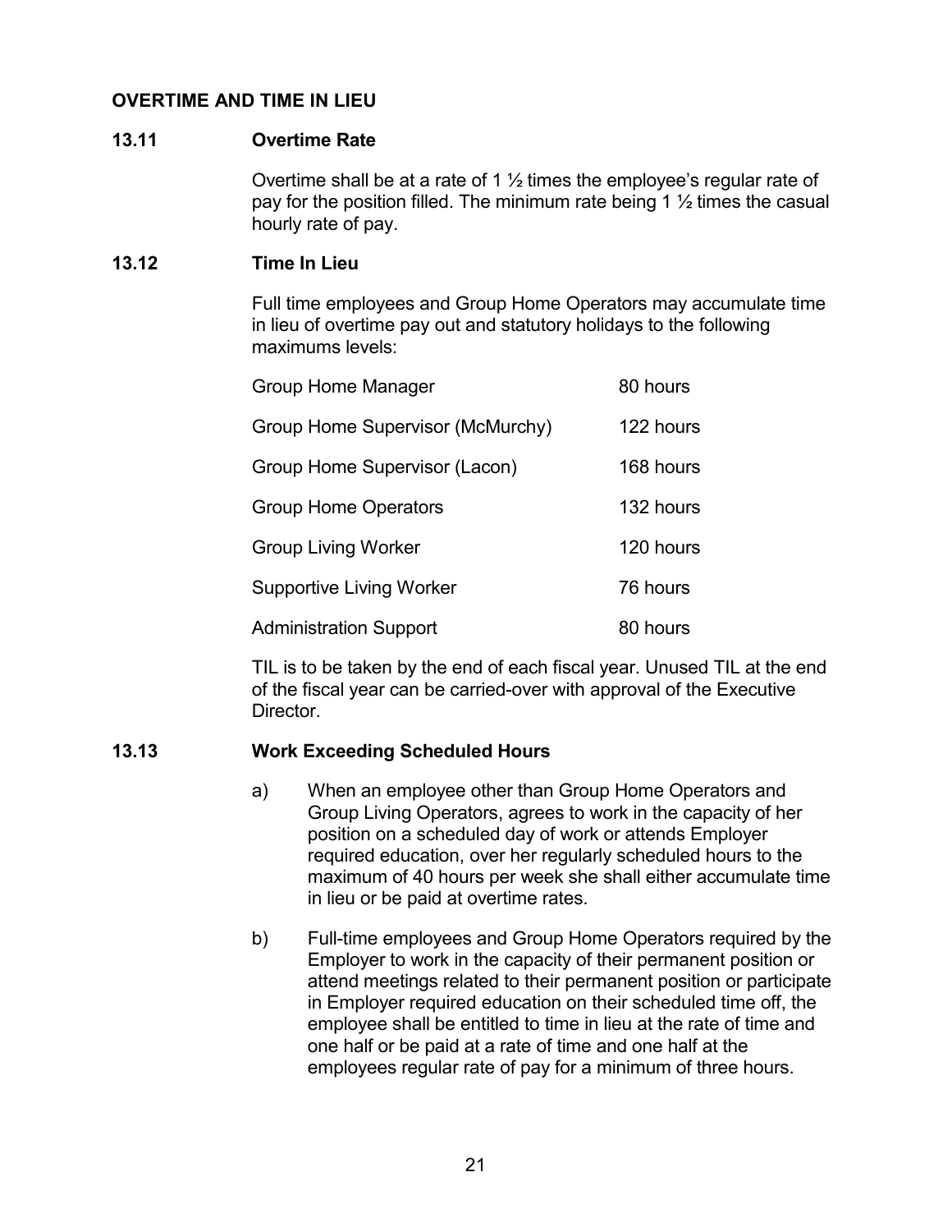## OVERTIME AND TIME IN LIEU

### 13.11 Overtime Rate

Overtime shall be at a rate of 1 ½ times the employee's regular rate of pay for the position filled. The minimum rate being 1 ½ times the casual hourly rate of pay.

### 13.12 Time In Lieu

Full time employees and Group Home Operators may accumulate time in lieu of overtime pay out and statutory holidays to the following maximums levels:

| | |
|---|---|
| Group Home Manager | 80 hours |
| Group Home Supervisor (McMurchy) | 122 hours |
| Group Home Supervisor (Lacon) | 168 hours |
| Group Home Operators | 132 hours |
| Group Living Worker | 120 hours |
| Supportive Living Worker | 76 hours |
| Administration Support | 80 hours |

TIL is to be taken by the end of each fiscal year. Unused TIL at the end of the fiscal year can be carried-over with approval of the Executive Director.

### 13.13 Work Exceeding Scheduled Hours

a) When an employee other than Group Home Operators and Group Living Operators, agrees to work in the capacity of her position on a scheduled day of work or attends Employer required education, over her regularly scheduled hours to the maximum of 40 hours per week she shall either accumulate time in lieu or be paid at overtime rates.

b) Full-time employees and Group Home Operators required by the Employer to work in the capacity of their permanent position or attend meetings related to their permanent position or participate in Employer required education on their scheduled time off, the employee shall be entitled to time in lieu at the rate of time and one half or be paid at a rate of time and one half at the employees regular rate of pay for a minimum of three hours.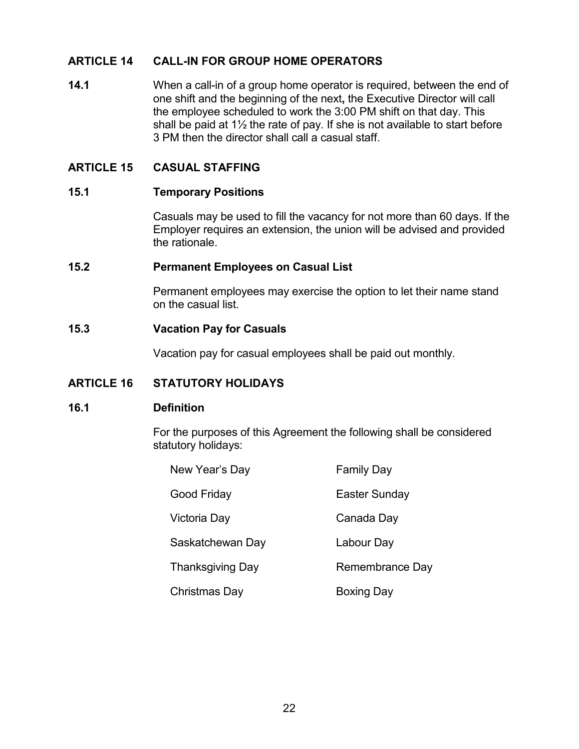## ARTICLE 14 CALL-IN FOR GROUP HOME OPERATORS

**14.1** When a call-in of a group home operator is required, between the end of one shift and the beginning of the next**,** the Executive Director will call the employee scheduled to work the 3:00 PM shift on that day. This shall be paid at 1½ the rate of pay. If she is not available to start before 3 PM then the director shall call a casual staff.

## ARTICLE 15 CASUAL STAFFING

### 15.1 Temporary Positions

Casuals may be used to fill the vacancy for not more than 60 days. If the Employer requires an extension, the union will be advised and provided the rationale.

### 15.2 Permanent Employees on Casual List

Permanent employees may exercise the option to let their name stand on the casual list.

### 15.3 Vacation Pay for Casuals

Vacation pay for casual employees shall be paid out monthly.

## ARTICLE 16 STATUTORY HOLIDAYS

### 16.1 Definition

For the purposes of this Agreement the following shall be considered statutory holidays:

| | |
|---|---|
| New Year's Day | Family Day |
| Good Friday | Easter Sunday |
| Victoria Day | Canada Day |
| Saskatchewan Day | Labour Day |
| Thanksgiving Day | Remembrance Day |
| Christmas Day | Boxing Day |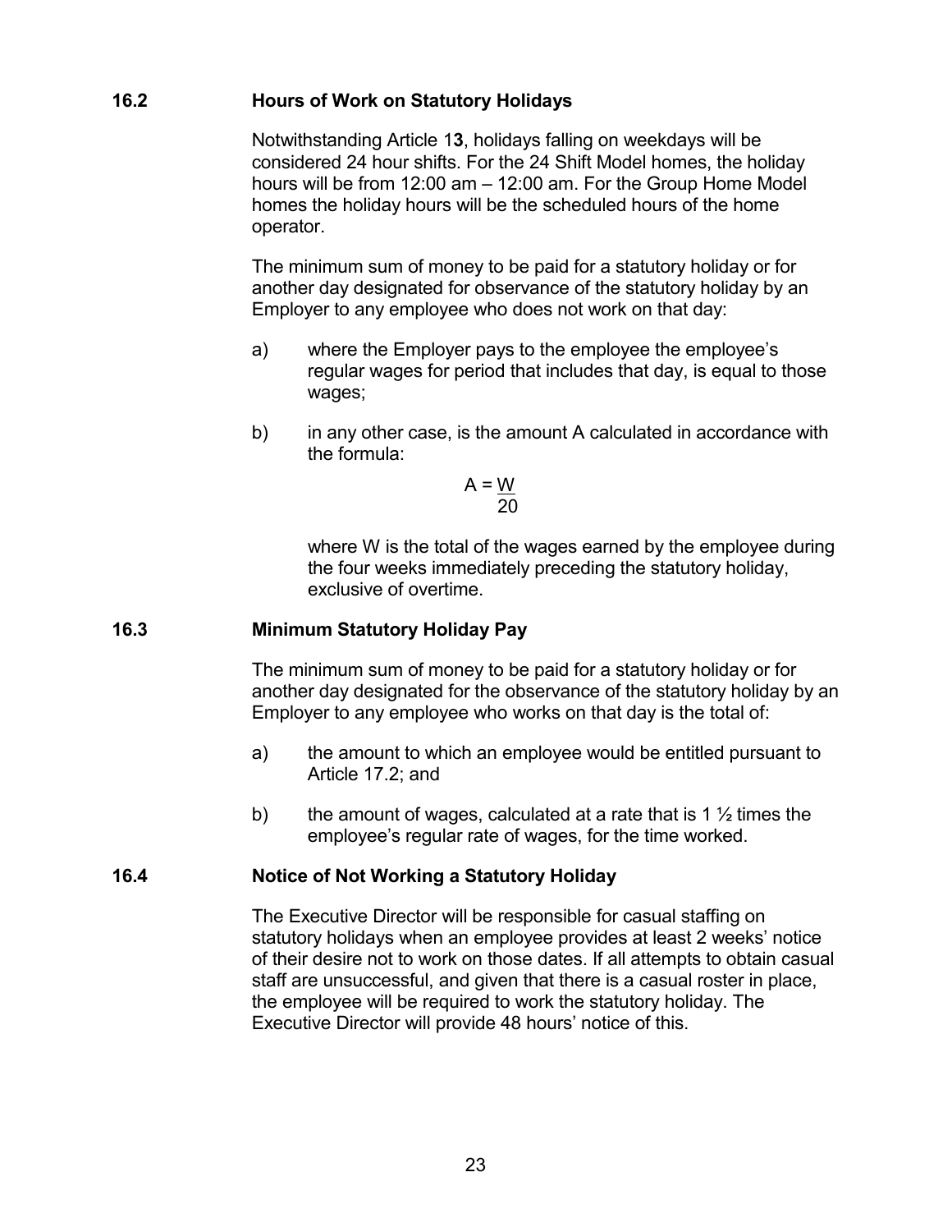### 16.2 Hours of Work on Statutory Holidays

Notwithstanding Article 1**3**, holidays falling on weekdays will be considered 24 hour shifts. For the 24 Shift Model homes, the holiday hours will be from 12:00 am – 12:00 am. For the Group Home Model homes the holiday hours will be the scheduled hours of the home operator.

The minimum sum of money to be paid for a statutory holiday or for another day designated for observance of the statutory holiday by an Employer to any employee who does not work on that day:

a) where the Employer pays to the employee the employee's regular wages for period that includes that day, is equal to those wages;

b) in any other case, is the amount A calculated in accordance with the formula:

$$A = \frac{W}{20}$$

where W is the total of the wages earned by the employee during the four weeks immediately preceding the statutory holiday, exclusive of overtime.

### 16.3 Minimum Statutory Holiday Pay

The minimum sum of money to be paid for a statutory holiday or for another day designated for the observance of the statutory holiday by an Employer to any employee who works on that day is the total of:

a) the amount to which an employee would be entitled pursuant to Article 17.2; and

b) the amount of wages, calculated at a rate that is 1 ½ times the employee's regular rate of wages, for the time worked.

### 16.4 Notice of Not Working a Statutory Holiday

The Executive Director will be responsible for casual staffing on statutory holidays when an employee provides at least 2 weeks' notice of their desire not to work on those dates. If all attempts to obtain casual staff are unsuccessful, and given that there is a casual roster in place, the employee will be required to work the statutory holiday. The Executive Director will provide 48 hours' notice of this.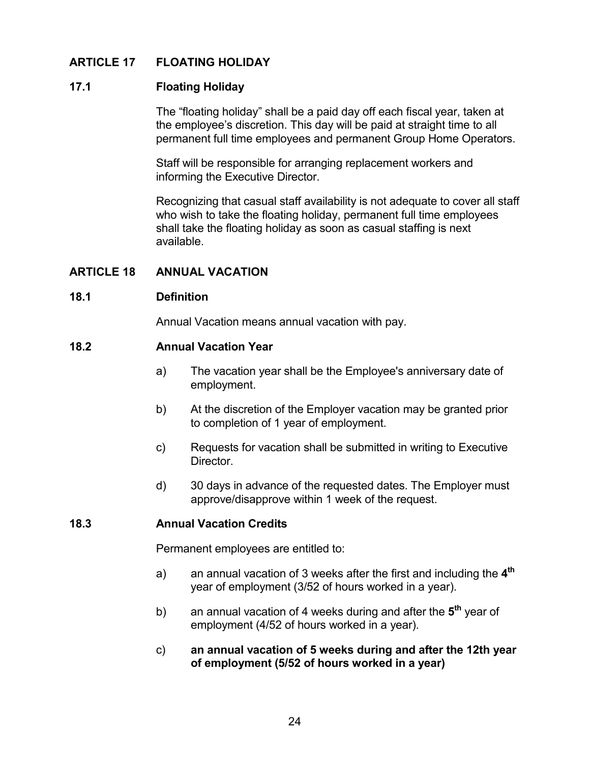## ARTICLE 17 FLOATING HOLIDAY

### 17.1 Floating Holiday

The "floating holiday" shall be a paid day off each fiscal year, taken at the employee's discretion. This day will be paid at straight time to all permanent full time employees and permanent Group Home Operators.

Staff will be responsible for arranging replacement workers and informing the Executive Director.

Recognizing that casual staff availability is not adequate to cover all staff who wish to take the floating holiday, permanent full time employees shall take the floating holiday as soon as casual staffing is next available.

## ARTICLE 18 ANNUAL VACATION

### 18.1 Definition

Annual Vacation means annual vacation with pay.

### 18.2 Annual Vacation Year

a) The vacation year shall be the Employee's anniversary date of employment.

b) At the discretion of the Employer vacation may be granted prior to completion of 1 year of employment.

c) Requests for vacation shall be submitted in writing to Executive Director.

d) 30 days in advance of the requested dates. The Employer must approve/disapprove within 1 week of the request.

### 18.3 Annual Vacation Credits

Permanent employees are entitled to:

a) an annual vacation of 3 weeks after the first and including the **4th** year of employment (3/52 of hours worked in a year).

b) an annual vacation of 4 weeks during and after the **5th** year of employment (4/52 of hours worked in a year).

c) **an annual vacation of 5 weeks during and after the 12th year of employment (5/52 of hours worked in a year)**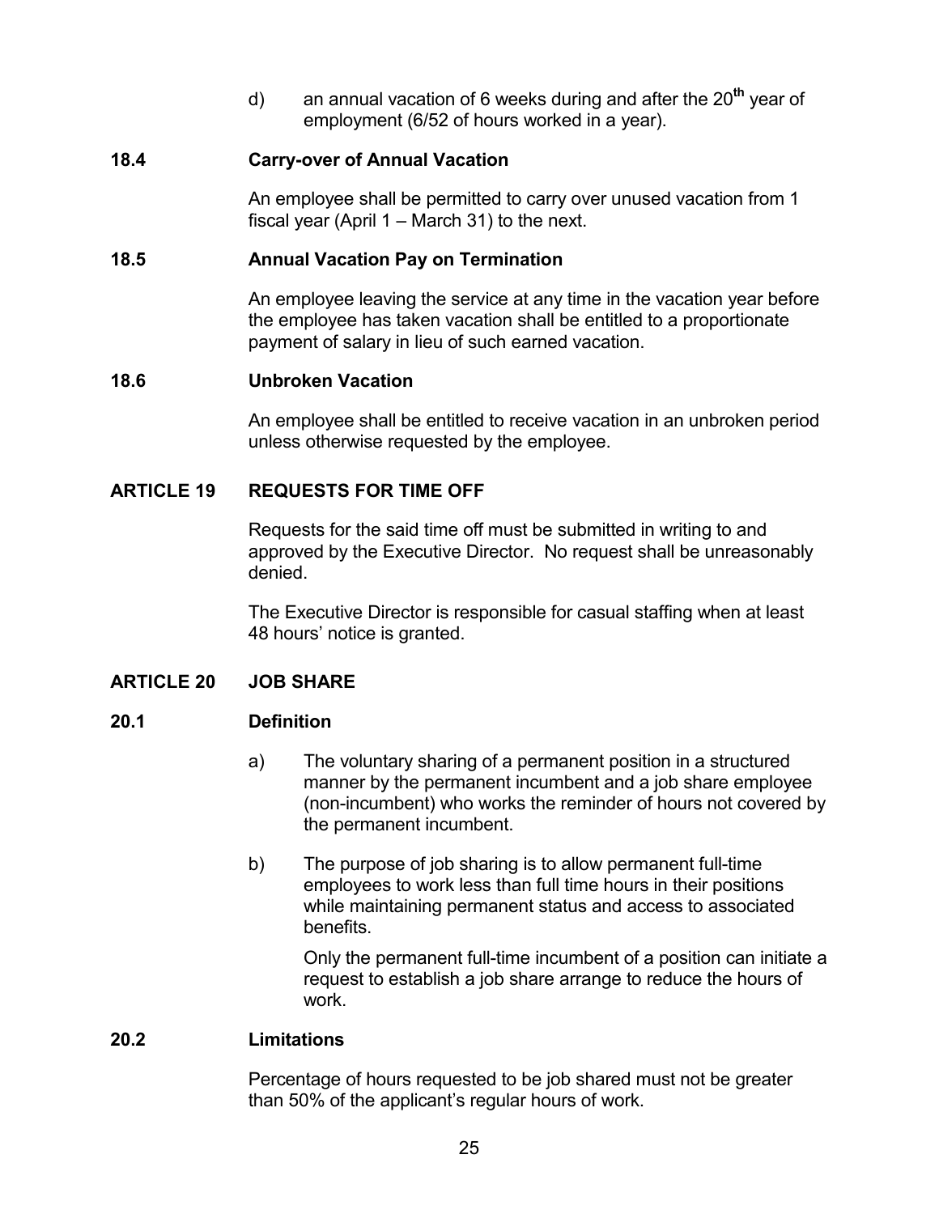d) an annual vacation of 6 weeks during and after the 20th year of employment (6/52 of hours worked in a year).

### 18.4 Carry-over of Annual Vacation

An employee shall be permitted to carry over unused vacation from 1 fiscal year (April 1 – March 31) to the next.

### 18.5 Annual Vacation Pay on Termination

An employee leaving the service at any time in the vacation year before the employee has taken vacation shall be entitled to a proportionate payment of salary in lieu of such earned vacation.

### 18.6 Unbroken Vacation

An employee shall be entitled to receive vacation in an unbroken period unless otherwise requested by the employee.

## ARTICLE 19 REQUESTS FOR TIME OFF

Requests for the said time off must be submitted in writing to and approved by the Executive Director. No request shall be unreasonably denied.

The Executive Director is responsible for casual staffing when at least 48 hours' notice is granted.

## ARTICLE 20 JOB SHARE

### 20.1 Definition

a) The voluntary sharing of a permanent position in a structured manner by the permanent incumbent and a job share employee (non-incumbent) who works the reminder of hours not covered by the permanent incumbent.

b) The purpose of job sharing is to allow permanent full-time employees to work less than full time hours in their positions while maintaining permanent status and access to associated benefits.

Only the permanent full-time incumbent of a position can initiate a request to establish a job share arrange to reduce the hours of work.

### 20.2 Limitations

Percentage of hours requested to be job shared must not be greater than 50% of the applicant's regular hours of work.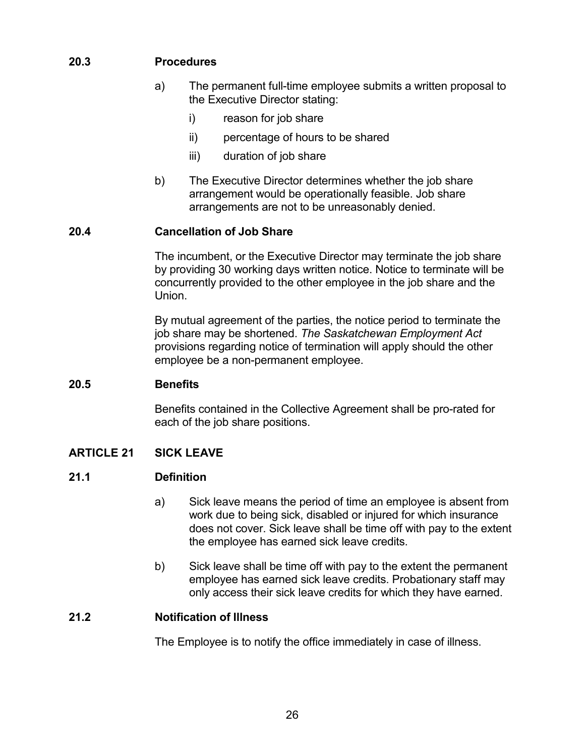### 20.3 Procedures

a) The permanent full-time employee submits a written proposal to the Executive Director stating:

   i) reason for job share

   ii) percentage of hours to be shared

   iii) duration of job share

b) The Executive Director determines whether the job share arrangement would be operationally feasible. Job share arrangements are not to be unreasonably denied.

### 20.4 Cancellation of Job Share

The incumbent, or the Executive Director may terminate the job share by providing 30 working days written notice. Notice to terminate will be concurrently provided to the other employee in the job share and the Union.

By mutual agreement of the parties, the notice period to terminate the job share may be shortened. *The Saskatchewan Employment Act* provisions regarding notice of termination will apply should the other employee be a non-permanent employee.

### 20.5 Benefits

Benefits contained in the Collective Agreement shall be pro-rated for each of the job share positions.

## ARTICLE 21 SICK LEAVE

### 21.1 Definition

a) Sick leave means the period of time an employee is absent from work due to being sick, disabled or injured for which insurance does not cover. Sick leave shall be time off with pay to the extent the employee has earned sick leave credits.

b) Sick leave shall be time off with pay to the extent the permanent employee has earned sick leave credits. Probationary staff may only access their sick leave credits for which they have earned.

### 21.2 Notification of Illness

The Employee is to notify the office immediately in case of illness.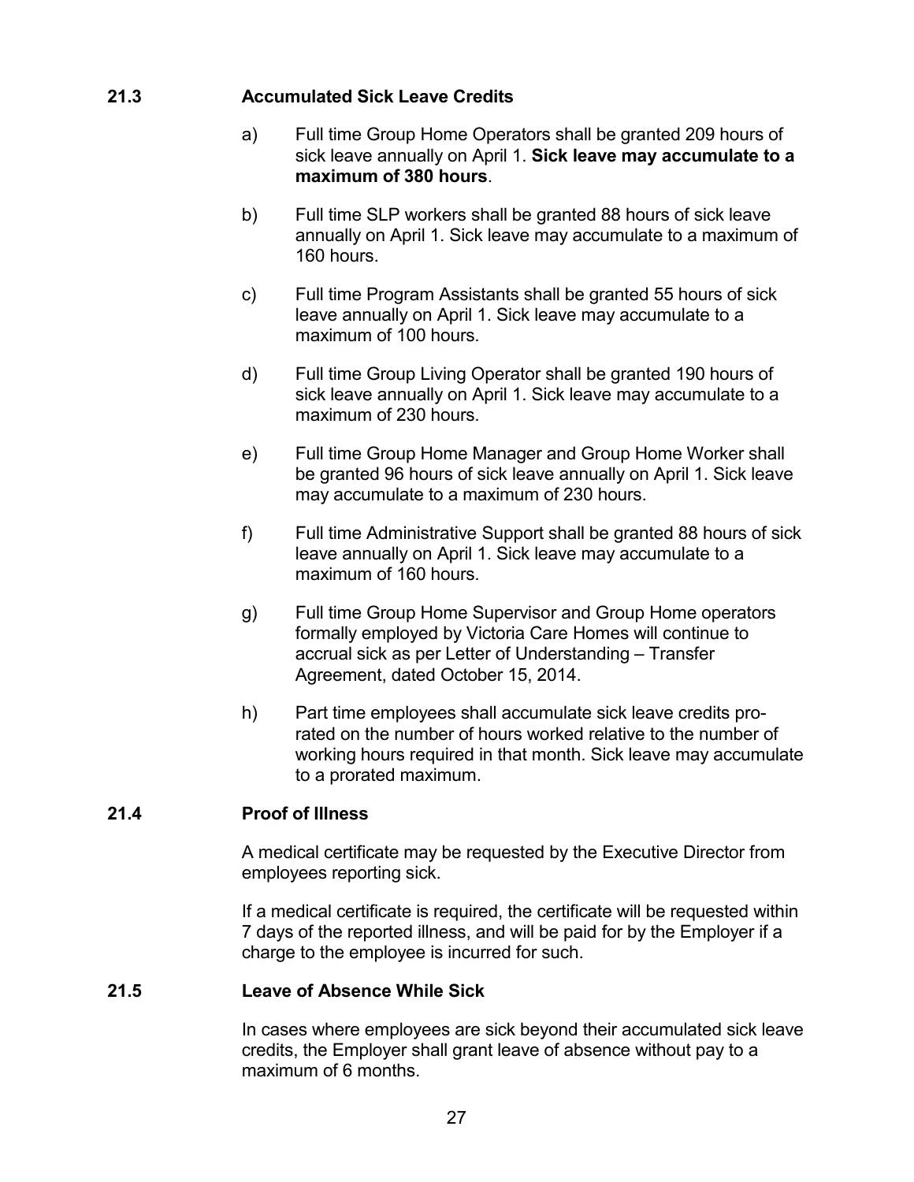### 21.3 Accumulated Sick Leave Credits

a) Full time Group Home Operators shall be granted 209 hours of sick leave annually on April 1. **Sick leave may accumulate to a maximum of 380 hours**.

b) Full time SLP workers shall be granted 88 hours of sick leave annually on April 1. Sick leave may accumulate to a maximum of 160 hours.

c) Full time Program Assistants shall be granted 55 hours of sick leave annually on April 1. Sick leave may accumulate to a maximum of 100 hours.

d) Full time Group Living Operator shall be granted 190 hours of sick leave annually on April 1. Sick leave may accumulate to a maximum of 230 hours.

e) Full time Group Home Manager and Group Home Worker shall be granted 96 hours of sick leave annually on April 1. Sick leave may accumulate to a maximum of 230 hours.

f) Full time Administrative Support shall be granted 88 hours of sick leave annually on April 1. Sick leave may accumulate to a maximum of 160 hours.

g) Full time Group Home Supervisor and Group Home operators formally employed by Victoria Care Homes will continue to accrual sick as per Letter of Understanding – Transfer Agreement, dated October 15, 2014.

h) Part time employees shall accumulate sick leave credits pro-rated on the number of hours worked relative to the number of working hours required in that month. Sick leave may accumulate to a prorated maximum.

### 21.4 Proof of Illness

A medical certificate may be requested by the Executive Director from employees reporting sick.

If a medical certificate is required, the certificate will be requested within 7 days of the reported illness, and will be paid for by the Employer if a charge to the employee is incurred for such.

### 21.5 Leave of Absence While Sick

In cases where employees are sick beyond their accumulated sick leave credits, the Employer shall grant leave of absence without pay to a maximum of 6 months.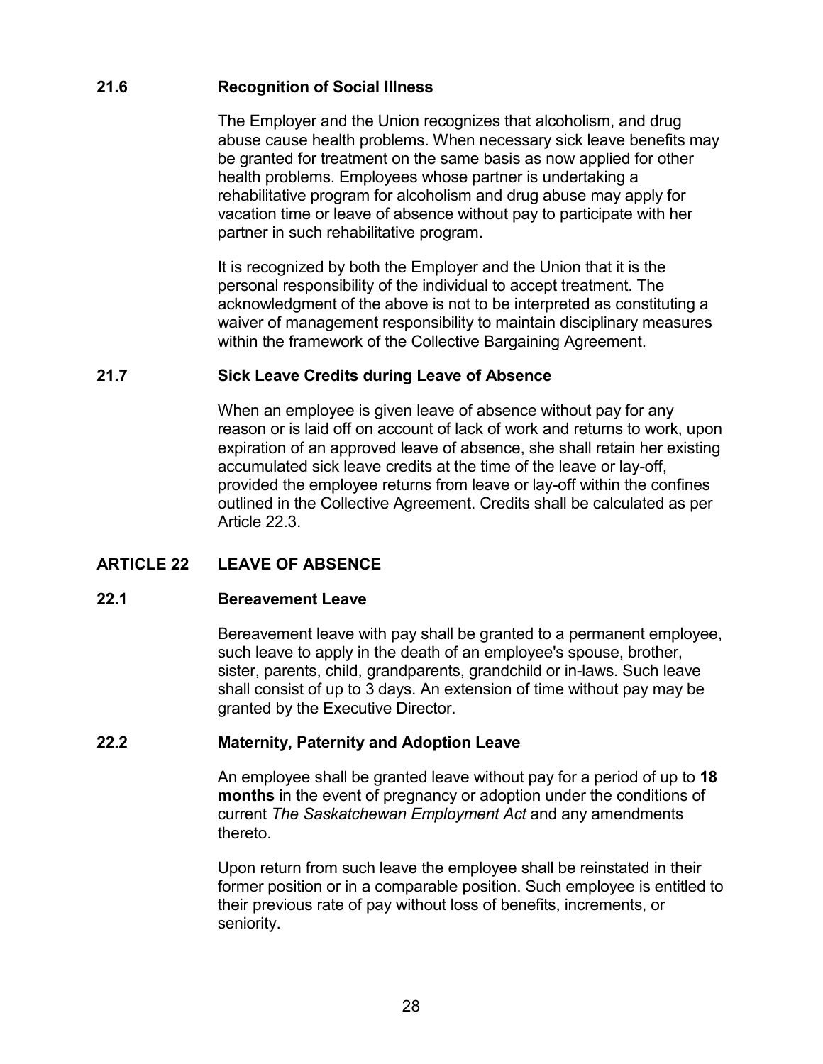### 21.6 Recognition of Social Illness

The Employer and the Union recognizes that alcoholism, and drug abuse cause health problems. When necessary sick leave benefits may be granted for treatment on the same basis as now applied for other health problems. Employees whose partner is undertaking a rehabilitative program for alcoholism and drug abuse may apply for vacation time or leave of absence without pay to participate with her partner in such rehabilitative program.

It is recognized by both the Employer and the Union that it is the personal responsibility of the individual to accept treatment. The acknowledgment of the above is not to be interpreted as constituting a waiver of management responsibility to maintain disciplinary measures within the framework of the Collective Bargaining Agreement.

### 21.7 Sick Leave Credits during Leave of Absence

When an employee is given leave of absence without pay for any reason or is laid off on account of lack of work and returns to work, upon expiration of an approved leave of absence, she shall retain her existing accumulated sick leave credits at the time of the leave or lay-off, provided the employee returns from leave or lay-off within the confines outlined in the Collective Agreement. Credits shall be calculated as per Article 22.3.

## ARTICLE 22 LEAVE OF ABSENCE

### 22.1 Bereavement Leave

Bereavement leave with pay shall be granted to a permanent employee, such leave to apply in the death of an employee's spouse, brother, sister, parents, child, grandparents, grandchild or in-laws. Such leave shall consist of up to 3 days. An extension of time without pay may be granted by the Executive Director.

### 22.2 Maternity, Paternity and Adoption Leave

An employee shall be granted leave without pay for a period of up to **18 months** in the event of pregnancy or adoption under the conditions of current *The Saskatchewan Employment Act* and any amendments thereto.

Upon return from such leave the employee shall be reinstated in their former position or in a comparable position. Such employee is entitled to their previous rate of pay without loss of benefits, increments, or seniority.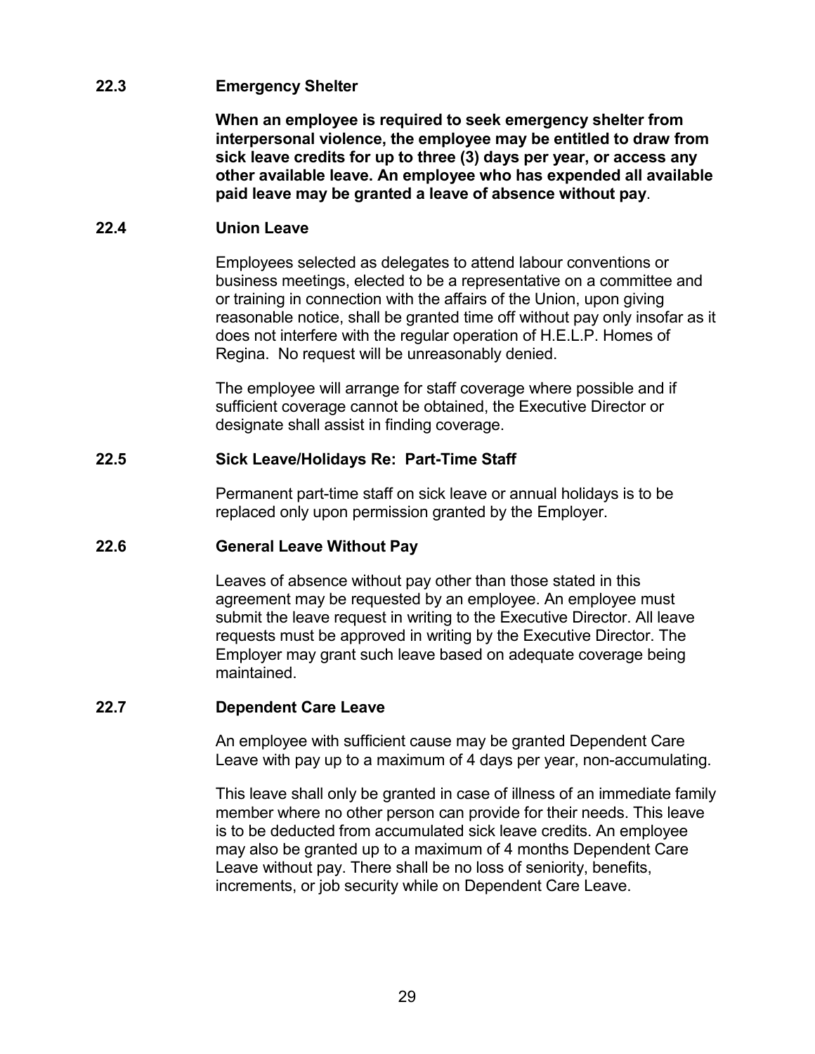### 22.3 Emergency Shelter

**When an employee is required to seek emergency shelter from interpersonal violence, the employee may be entitled to draw from sick leave credits for up to three (3) days per year, or access any other available leave. An employee who has expended all available paid leave may be granted a leave of absence without pay**.

### 22.4 Union Leave

Employees selected as delegates to attend labour conventions or business meetings, elected to be a representative on a committee and or training in connection with the affairs of the Union, upon giving reasonable notice, shall be granted time off without pay only insofar as it does not interfere with the regular operation of H.E.L.P. Homes of Regina. No request will be unreasonably denied.

The employee will arrange for staff coverage where possible and if sufficient coverage cannot be obtained, the Executive Director or designate shall assist in finding coverage.

### 22.5 Sick Leave/Holidays Re: Part-Time Staff

Permanent part-time staff on sick leave or annual holidays is to be replaced only upon permission granted by the Employer.

### 22.6 General Leave Without Pay

Leaves of absence without pay other than those stated in this agreement may be requested by an employee. An employee must submit the leave request in writing to the Executive Director. All leave requests must be approved in writing by the Executive Director. The Employer may grant such leave based on adequate coverage being maintained.

### 22.7 Dependent Care Leave

An employee with sufficient cause may be granted Dependent Care Leave with pay up to a maximum of 4 days per year, non-accumulating.

This leave shall only be granted in case of illness of an immediate family member where no other person can provide for their needs. This leave is to be deducted from accumulated sick leave credits. An employee may also be granted up to a maximum of 4 months Dependent Care Leave without pay. There shall be no loss of seniority, benefits, increments, or job security while on Dependent Care Leave.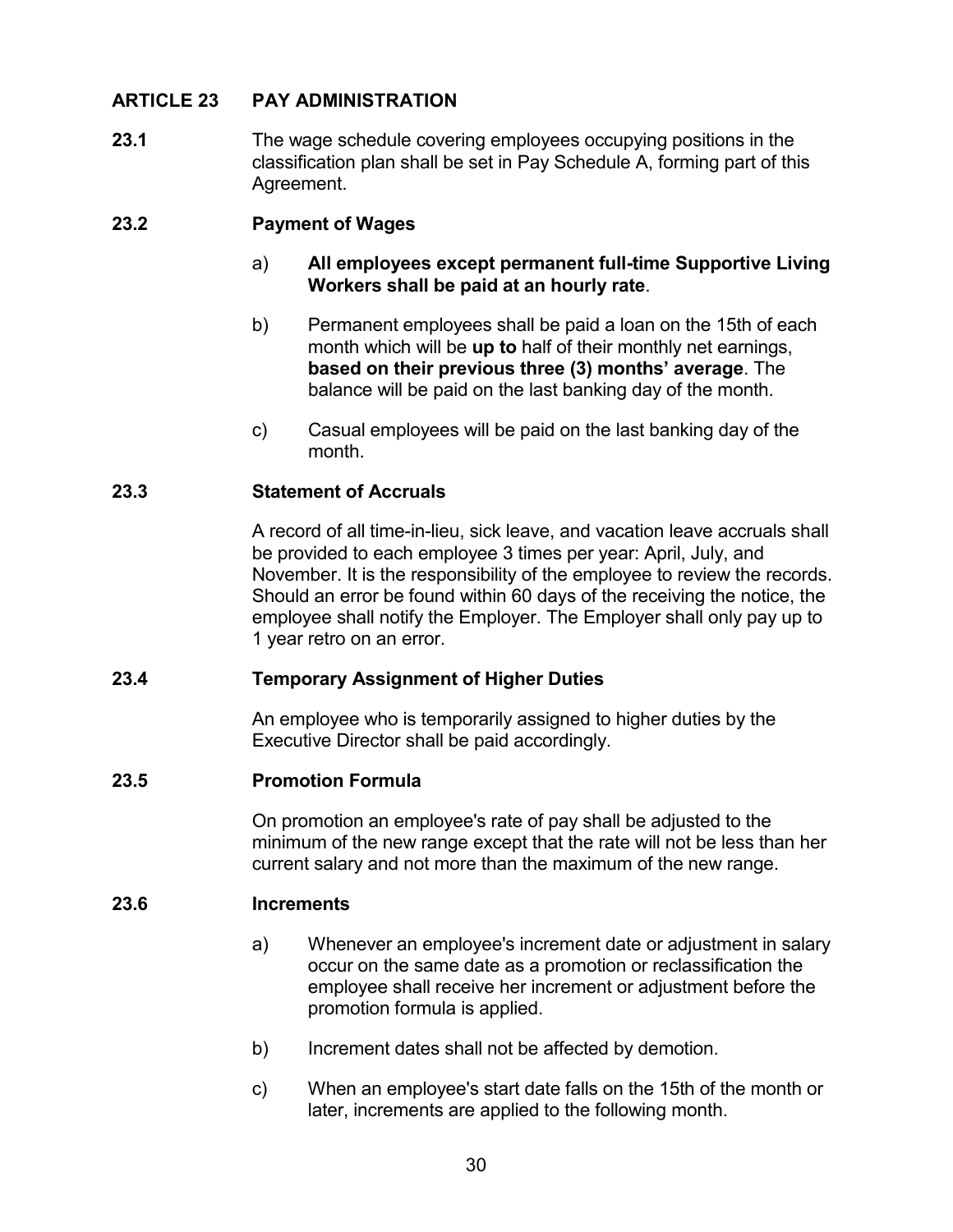## ARTICLE 23 PAY ADMINISTRATION

**23.1** The wage schedule covering employees occupying positions in the classification plan shall be set in Pay Schedule A, forming part of this Agreement.

### 23.2 Payment of Wages

a) **All employees except permanent full-time Supportive Living Workers shall be paid at an hourly rate**.

b) Permanent employees shall be paid a loan on the 15th of each month which will be **up to** half of their monthly net earnings, **based on their previous three (3) months' average**. The balance will be paid on the last banking day of the month.

c) Casual employees will be paid on the last banking day of the month.

### 23.3 Statement of Accruals

A record of all time-in-lieu, sick leave, and vacation leave accruals shall be provided to each employee 3 times per year: April, July, and November. It is the responsibility of the employee to review the records. Should an error be found within 60 days of the receiving the notice, the employee shall notify the Employer. The Employer shall only pay up to 1 year retro on an error.

### 23.4 Temporary Assignment of Higher Duties

An employee who is temporarily assigned to higher duties by the Executive Director shall be paid accordingly.

### 23.5 Promotion Formula

On promotion an employee's rate of pay shall be adjusted to the minimum of the new range except that the rate will not be less than her current salary and not more than the maximum of the new range.

### 23.6 Increments

a) Whenever an employee's increment date or adjustment in salary occur on the same date as a promotion or reclassification the employee shall receive her increment or adjustment before the promotion formula is applied.

b) Increment dates shall not be affected by demotion.

c) When an employee's start date falls on the 15th of the month or later, increments are applied to the following month.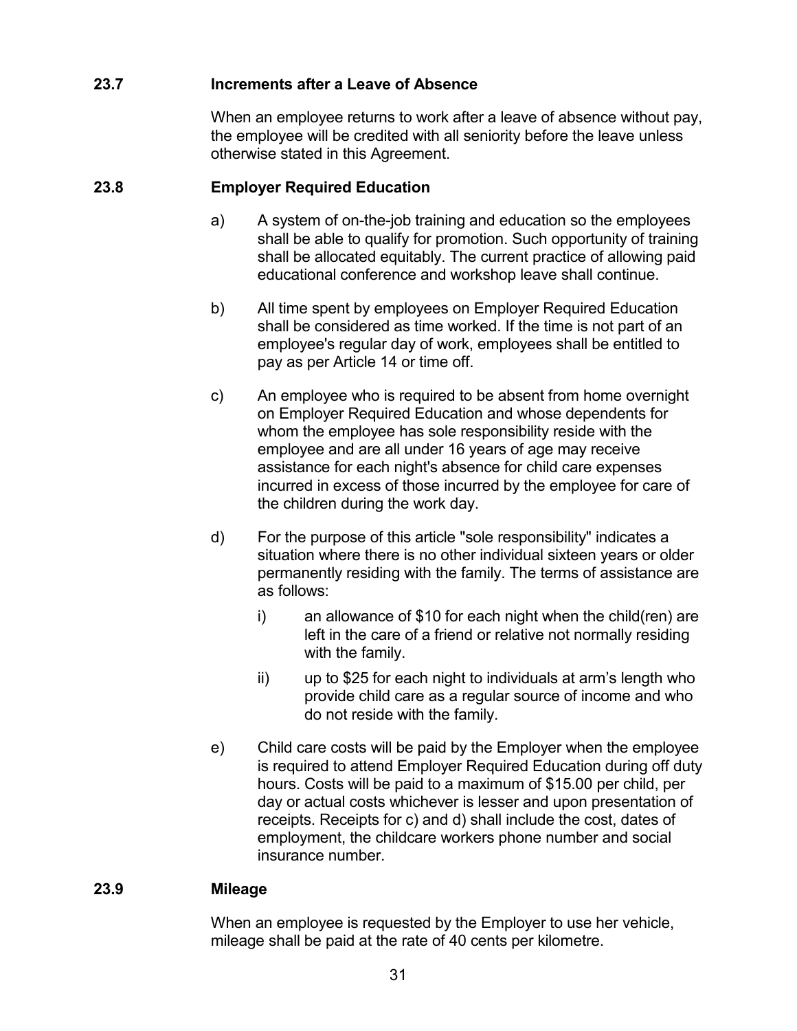### 23.7 Increments after a Leave of Absence

When an employee returns to work after a leave of absence without pay, the employee will be credited with all seniority before the leave unless otherwise stated in this Agreement.

### 23.8 Employer Required Education

a) A system of on-the-job training and education so the employees shall be able to qualify for promotion. Such opportunity of training shall be allocated equitably. The current practice of allowing paid educational conference and workshop leave shall continue.

b) All time spent by employees on Employer Required Education shall be considered as time worked. If the time is not part of an employee's regular day of work, employees shall be entitled to pay as per Article 14 or time off.

c) An employee who is required to be absent from home overnight on Employer Required Education and whose dependents for whom the employee has sole responsibility reside with the employee and are all under 16 years of age may receive assistance for each night's absence for child care expenses incurred in excess of those incurred by the employee for care of the children during the work day.

d) For the purpose of this article "sole responsibility" indicates a situation where there is no other individual sixteen years or older permanently residing with the family. The terms of assistance are as follows:

   i) an allowance of $10 for each night when the child(ren) are left in the care of a friend or relative not normally residing with the family.

   ii) up to $25 for each night to individuals at arm's length who provide child care as a regular source of income and who do not reside with the family.

e) Child care costs will be paid by the Employer when the employee is required to attend Employer Required Education during off duty hours. Costs will be paid to a maximum of $15.00 per child, per day or actual costs whichever is lesser and upon presentation of receipts. Receipts for c) and d) shall include the cost, dates of employment, the childcare workers phone number and social insurance number.

### 23.9 Mileage

When an employee is requested by the Employer to use her vehicle, mileage shall be paid at the rate of 40 cents per kilometre.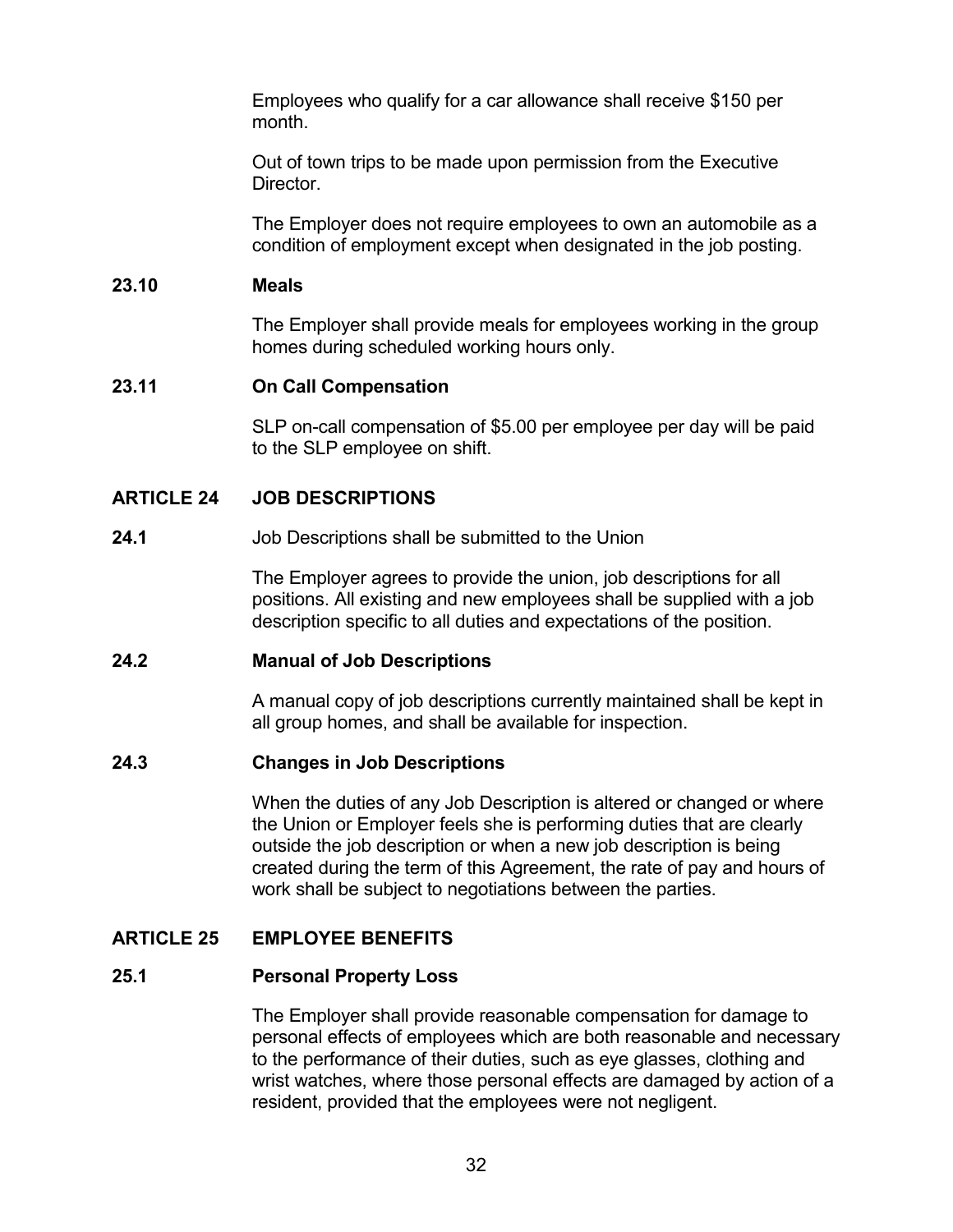Employees who qualify for a car allowance shall receive $150 per month.

Out of town trips to be made upon permission from the Executive Director.

The Employer does not require employees to own an automobile as a condition of employment except when designated in the job posting.

### 23.10 Meals

The Employer shall provide meals for employees working in the group homes during scheduled working hours only.

### 23.11 On Call Compensation

SLP on-call compensation of $5.00 per employee per day will be paid to the SLP employee on shift.

## ARTICLE 24 JOB DESCRIPTIONS

**24.1** Job Descriptions shall be submitted to the Union

The Employer agrees to provide the union, job descriptions for all positions. All existing and new employees shall be supplied with a job description specific to all duties and expectations of the position.

### 24.2 Manual of Job Descriptions

A manual copy of job descriptions currently maintained shall be kept in all group homes, and shall be available for inspection.

### 24.3 Changes in Job Descriptions

When the duties of any Job Description is altered or changed or where the Union or Employer feels she is performing duties that are clearly outside the job description or when a new job description is being created during the term of this Agreement, the rate of pay and hours of work shall be subject to negotiations between the parties.

## ARTICLE 25 EMPLOYEE BENEFITS

### 25.1 Personal Property Loss

The Employer shall provide reasonable compensation for damage to personal effects of employees which are both reasonable and necessary to the performance of their duties, such as eye glasses, clothing and wrist watches, where those personal effects are damaged by action of a resident, provided that the employees were not negligent.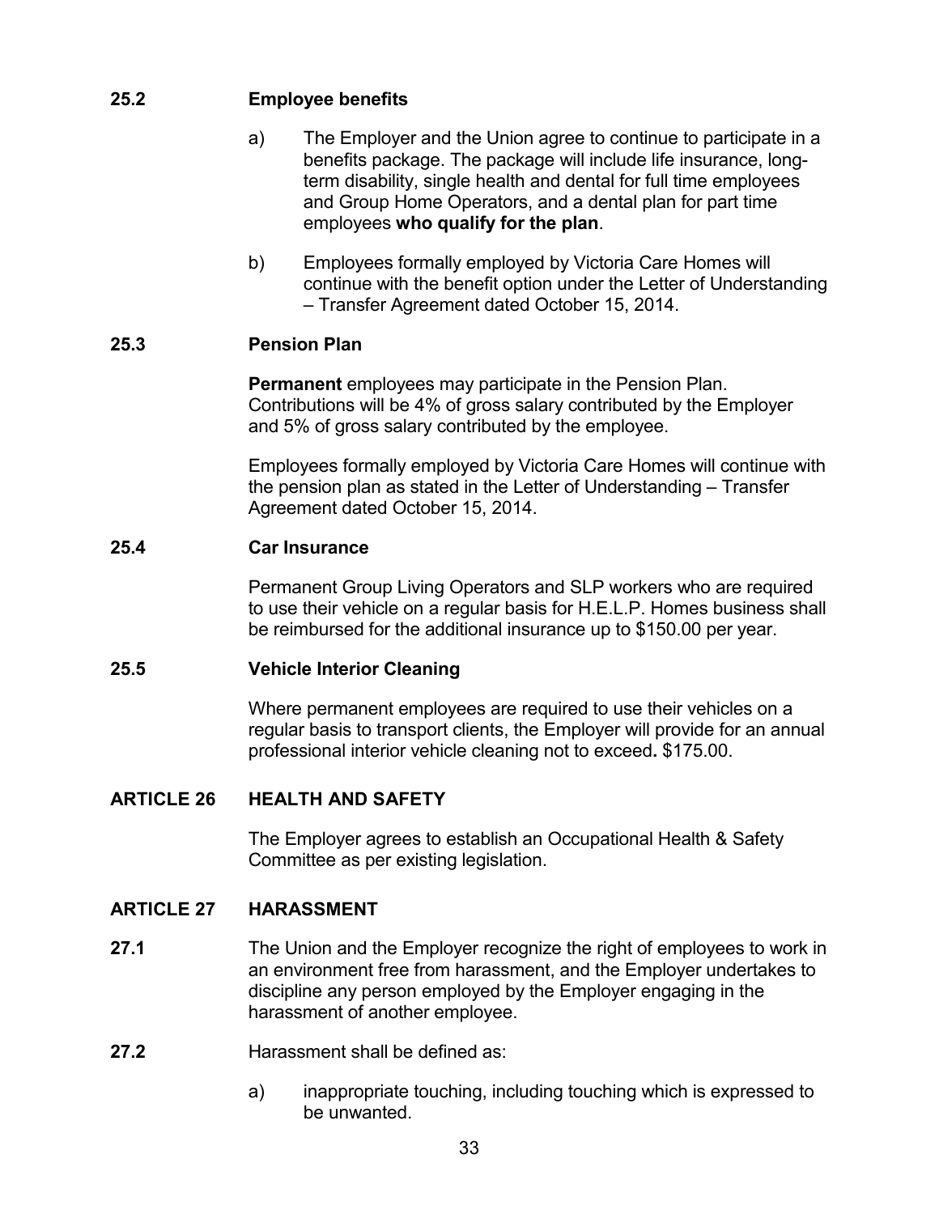### 25.2 Employee benefits

a) The Employer and the Union agree to continue to participate in a benefits package. The package will include life insurance, long-term disability, single health and dental for full time employees and Group Home Operators, and a dental plan for part time employees **who qualify for the plan**.

b) Employees formally employed by Victoria Care Homes will continue with the benefit option under the Letter of Understanding – Transfer Agreement dated October 15, 2014.

### 25.3 Pension Plan

**Permanent** employees may participate in the Pension Plan. Contributions will be 4% of gross salary contributed by the Employer and 5% of gross salary contributed by the employee.

Employees formally employed by Victoria Care Homes will continue with the pension plan as stated in the Letter of Understanding – Transfer Agreement dated October 15, 2014.

### 25.4 Car Insurance

Permanent Group Living Operators and SLP workers who are required to use their vehicle on a regular basis for H.E.L.P. Homes business shall be reimbursed for the additional insurance up to $150.00 per year.

### 25.5 Vehicle Interior Cleaning

Where permanent employees are required to use their vehicles on a regular basis to transport clients, the Employer will provide for an annual professional interior vehicle cleaning not to exceed**.** $175.00.

## ARTICLE 26 HEALTH AND SAFETY

The Employer agrees to establish an Occupational Health & Safety Committee as per existing legislation.

## ARTICLE 27 HARASSMENT

**27.1** The Union and the Employer recognize the right of employees to work in an environment free from harassment, and the Employer undertakes to discipline any person employed by the Employer engaging in the harassment of another employee.

**27.2** Harassment shall be defined as:

a) inappropriate touching, including touching which is expressed to be unwanted.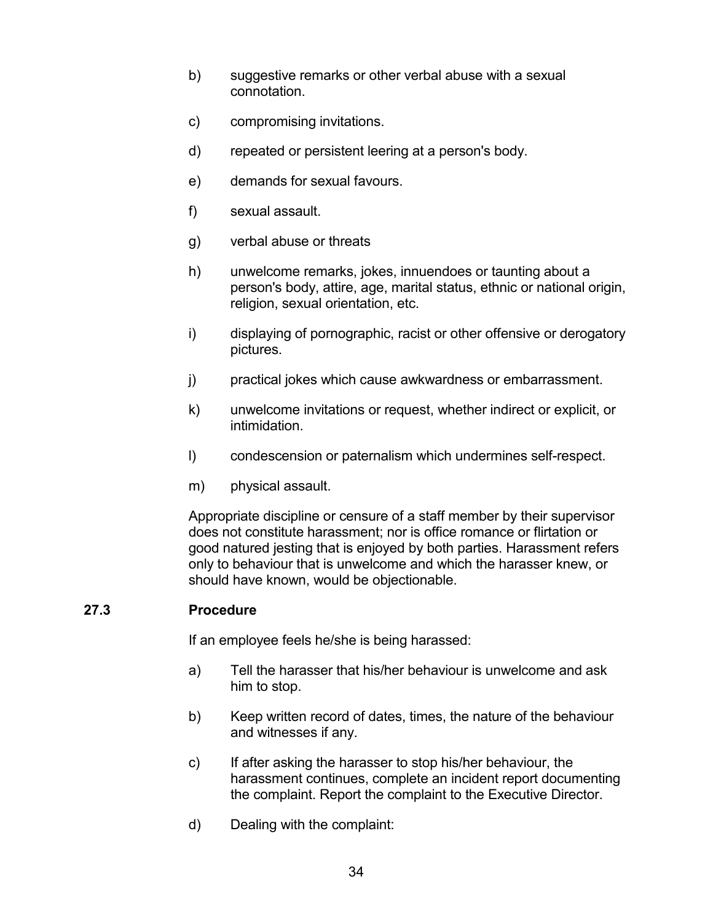b) suggestive remarks or other verbal abuse with a sexual connotation.

c) compromising invitations.

d) repeated or persistent leering at a person's body.

e) demands for sexual favours.

f) sexual assault.

g) verbal abuse or threats

h) unwelcome remarks, jokes, innuendoes or taunting about a person's body, attire, age, marital status, ethnic or national origin, religion, sexual orientation, etc.

i) displaying of pornographic, racist or other offensive or derogatory pictures.

j) practical jokes which cause awkwardness or embarrassment.

k) unwelcome invitations or request, whether indirect or explicit, or intimidation.

l) condescension or paternalism which undermines self-respect.

m) physical assault.

Appropriate discipline or censure of a staff member by their supervisor does not constitute harassment; nor is office romance or flirtation or good natured jesting that is enjoyed by both parties. Harassment refers only to behaviour that is unwelcome and which the harasser knew, or should have known, would be objectionable.

**27.3 Procedure**

If an employee feels he/she is being harassed:

a) Tell the harasser that his/her behaviour is unwelcome and ask him to stop.

b) Keep written record of dates, times, the nature of the behaviour and witnesses if any.

c) If after asking the harasser to stop his/her behaviour, the harassment continues, complete an incident report documenting the complaint. Report the complaint to the Executive Director.

d) Dealing with the complaint: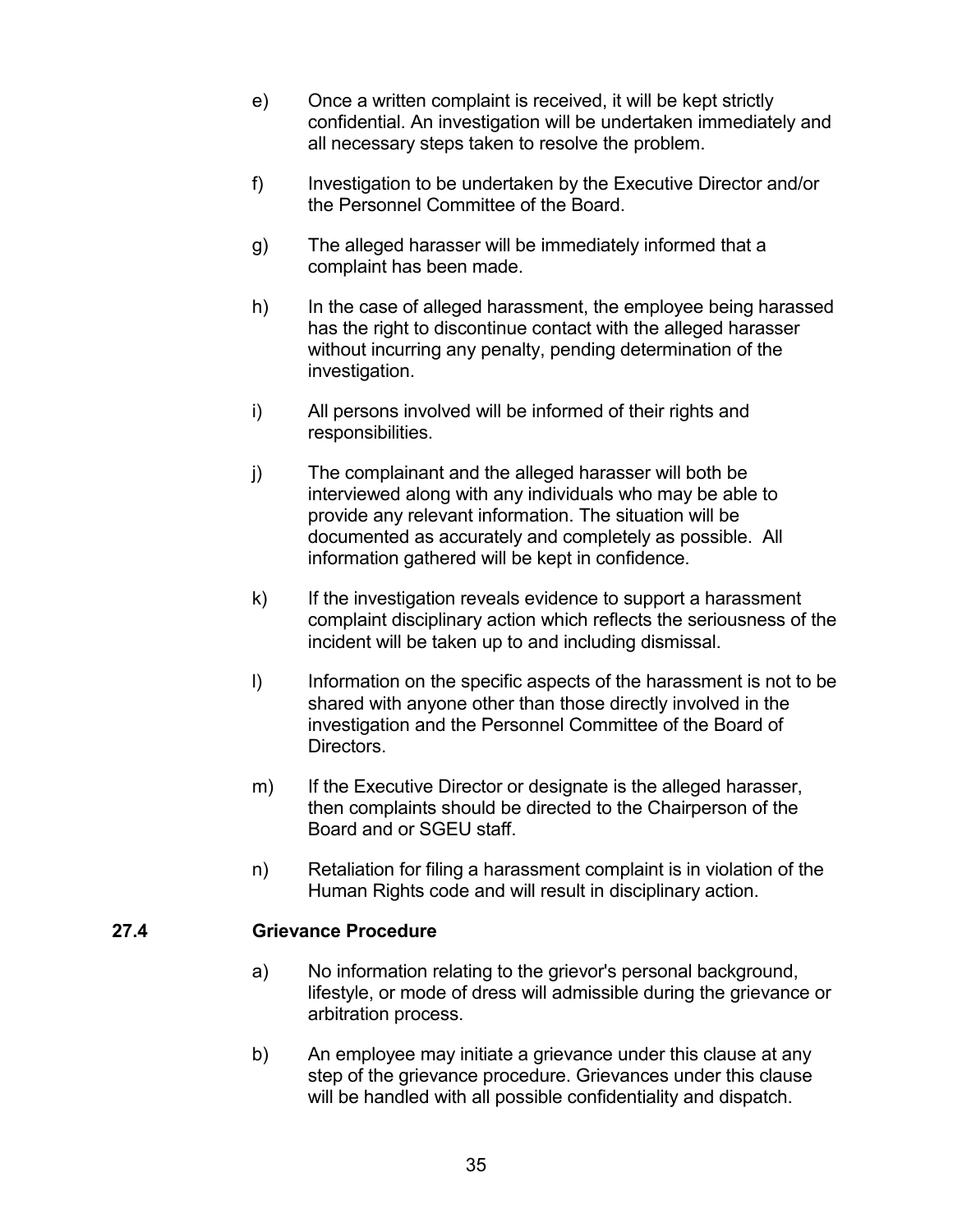e) Once a written complaint is received, it will be kept strictly confidential. An investigation will be undertaken immediately and all necessary steps taken to resolve the problem.

f) Investigation to be undertaken by the Executive Director and/or the Personnel Committee of the Board.

g) The alleged harasser will be immediately informed that a complaint has been made.

h) In the case of alleged harassment, the employee being harassed has the right to discontinue contact with the alleged harasser without incurring any penalty, pending determination of the investigation.

i) All persons involved will be informed of their rights and responsibilities.

j) The complainant and the alleged harasser will both be interviewed along with any individuals who may be able to provide any relevant information. The situation will be documented as accurately and completely as possible. All information gathered will be kept in confidence.

k) If the investigation reveals evidence to support a harassment complaint disciplinary action which reflects the seriousness of the incident will be taken up to and including dismissal.

l) Information on the specific aspects of the harassment is not to be shared with anyone other than those directly involved in the investigation and the Personnel Committee of the Board of Directors.

m) If the Executive Director or designate is the alleged harasser, then complaints should be directed to the Chairperson of the Board and or SGEU staff.

n) Retaliation for filing a harassment complaint is in violation of the Human Rights code and will result in disciplinary action.

### 27.4 Grievance Procedure

a) No information relating to the grievor's personal background, lifestyle, or mode of dress will admissible during the grievance or arbitration process.

b) An employee may initiate a grievance under this clause at any step of the grievance procedure. Grievances under this clause will be handled with all possible confidentiality and dispatch.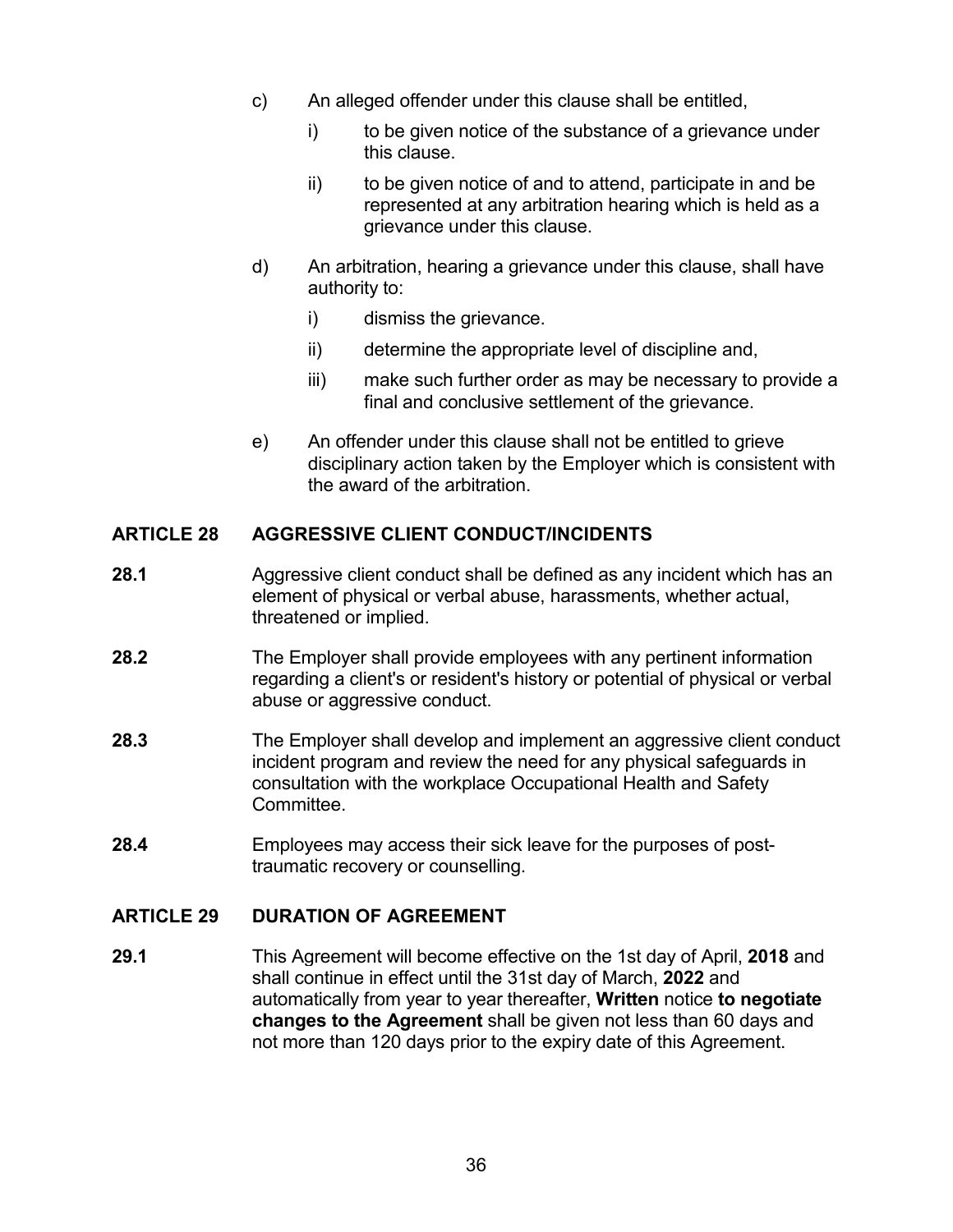c) An alleged offender under this clause shall be entitled,

   i) to be given notice of the substance of a grievance under this clause.

   ii) to be given notice of and to attend, participate in and be represented at any arbitration hearing which is held as a grievance under this clause.

d) An arbitration, hearing a grievance under this clause, shall have authority to:

   i) dismiss the grievance.

   ii) determine the appropriate level of discipline and,

   iii) make such further order as may be necessary to provide a final and conclusive settlement of the grievance.

e) An offender under this clause shall not be entitled to grieve disciplinary action taken by the Employer which is consistent with the award of the arbitration.

## ARTICLE 28 AGGRESSIVE CLIENT CONDUCT/INCIDENTS

**28.1** Aggressive client conduct shall be defined as any incident which has an element of physical or verbal abuse, harassments, whether actual, threatened or implied.

**28.2** The Employer shall provide employees with any pertinent information regarding a client's or resident's history or potential of physical or verbal abuse or aggressive conduct.

**28.3** The Employer shall develop and implement an aggressive client conduct incident program and review the need for any physical safeguards in consultation with the workplace Occupational Health and Safety Committee.

**28.4** Employees may access their sick leave for the purposes of post-traumatic recovery or counselling.

## ARTICLE 29 DURATION OF AGREEMENT

**29.1** This Agreement will become effective on the 1st day of April, **2018** and shall continue in effect until the 31st day of March, **2022** and automatically from year to year thereafter, **Written** notice **to negotiate changes to the Agreement** shall be given not less than 60 days and not more than 120 days prior to the expiry date of this Agreement.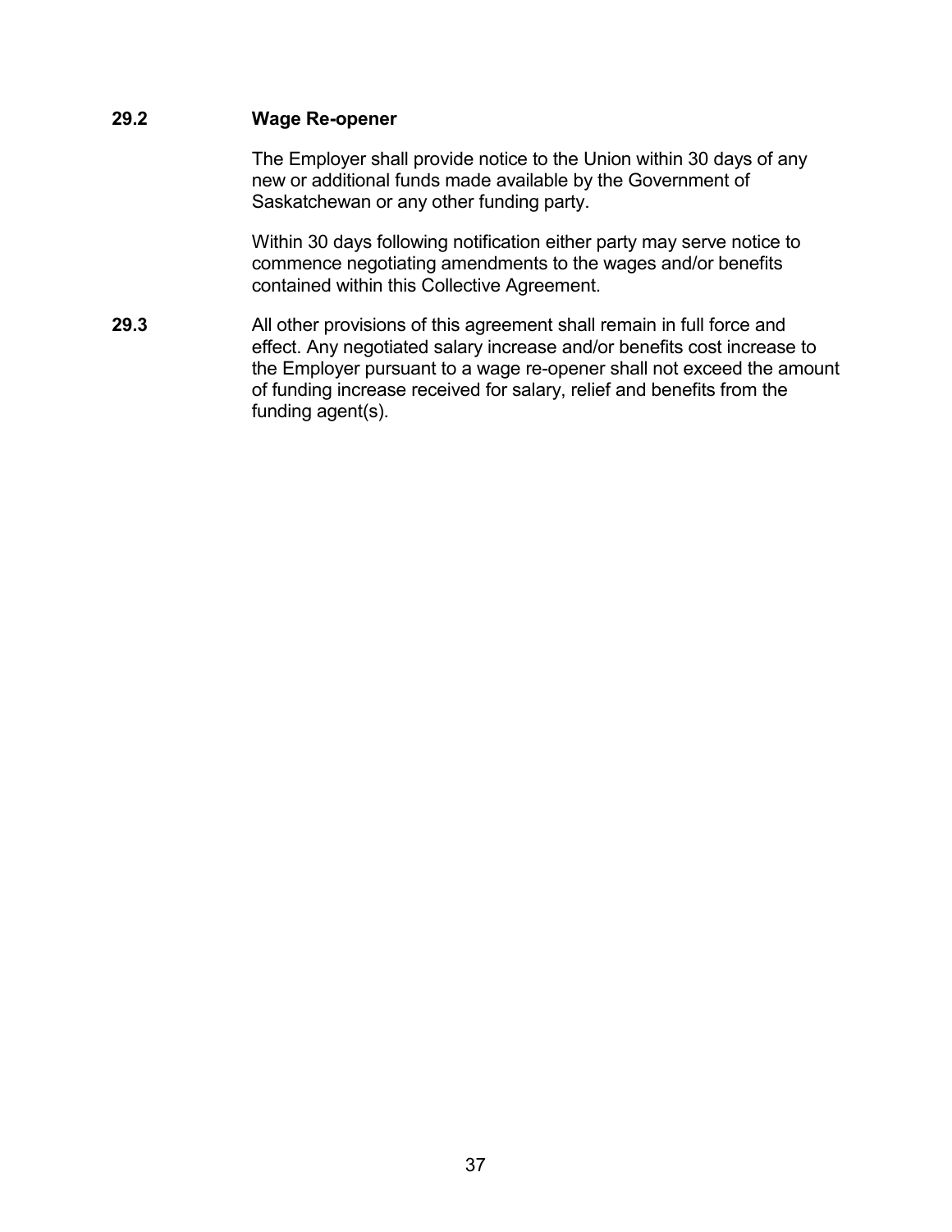**29.2 Wage Re-opener**

The Employer shall provide notice to the Union within 30 days of any new or additional funds made available by the Government of Saskatchewan or any other funding party.

Within 30 days following notification either party may serve notice to commence negotiating amendments to the wages and/or benefits contained within this Collective Agreement.

**29.3** All other provisions of this agreement shall remain in full force and effect. Any negotiated salary increase and/or benefits cost increase to the Employer pursuant to a wage re-opener shall not exceed the amount of funding increase received for salary, relief and benefits from the funding agent(s).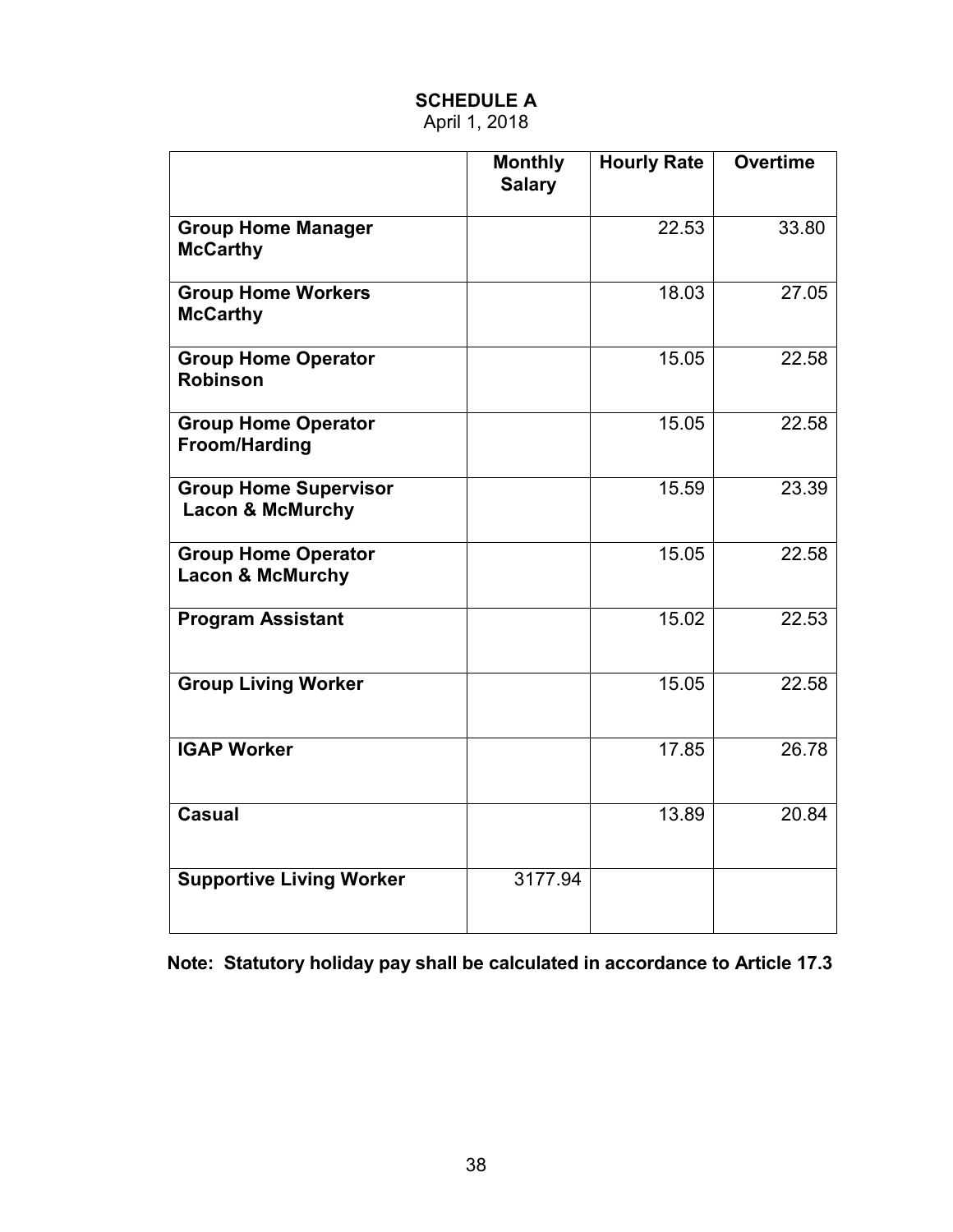# SCHEDULE A

April 1, 2018

| | Monthly Salary | Hourly Rate | Overtime |
|---|---|---|---|
| **Group Home Manager McCarthy** | | 22.53 | 33.80 |
| **Group Home Workers McCarthy** | | 18.03 | 27.05 |
| **Group Home Operator Robinson** | | 15.05 | 22.58 |
| **Group Home Operator Froom/Harding** | | 15.05 | 22.58 |
| **Group Home Supervisor Lacon & McMurchy** | | 15.59 | 23.39 |
| **Group Home Operator Lacon & McMurchy** | | 15.05 | 22.58 |
| **Program Assistant** | | 15.02 | 22.53 |
| **Group Living Worker** | | 15.05 | 22.58 |
| **IGAP Worker** | | 17.85 | 26.78 |
| **Casual** | | 13.89 | 20.84 |
| **Supportive Living Worker** | 3177.94 | | |

**Note: Statutory holiday pay shall be calculated in accordance to Article 17.3**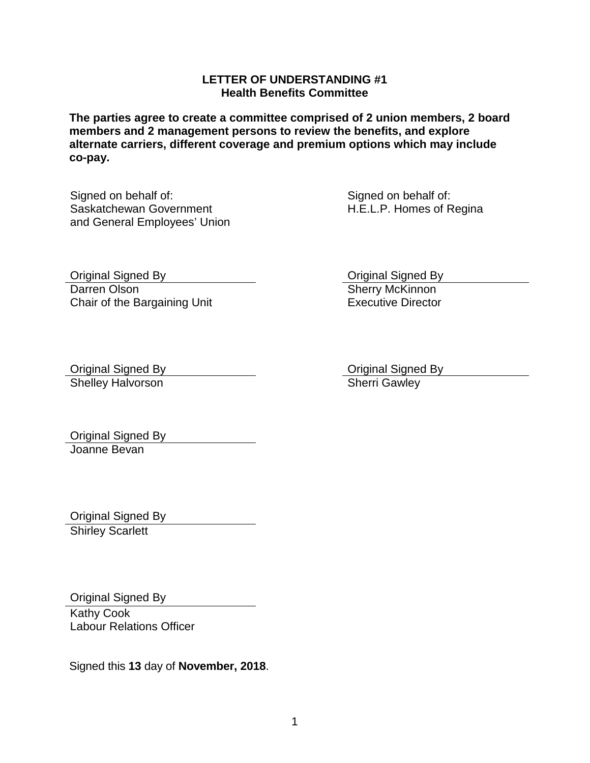## LETTER OF UNDERSTANDING #1
## Health Benefits Committee

**The parties agree to create a committee comprised of 2 union members, 2 board members and 2 management persons to review the benefits, and explore alternate carriers, different coverage and premium options which may include co-pay.**

Signed on behalf of:
Saskatchewan Government and General Employees' Union

Original Signed By
Darren Olson
Chair of the Bargaining Unit

Original Signed By
Shelley Halvorson

Original Signed By
Joanne Bevan

Original Signed By
Shirley Scarlett

Original Signed By
Kathy Cook
Labour Relations Officer

Signed on behalf of:
H.E.L.P. Homes of Regina

Original Signed By
Sherry McKinnon
Executive Director

Original Signed By
Sherri Gawley

Signed this **13** day of **November, 2018**.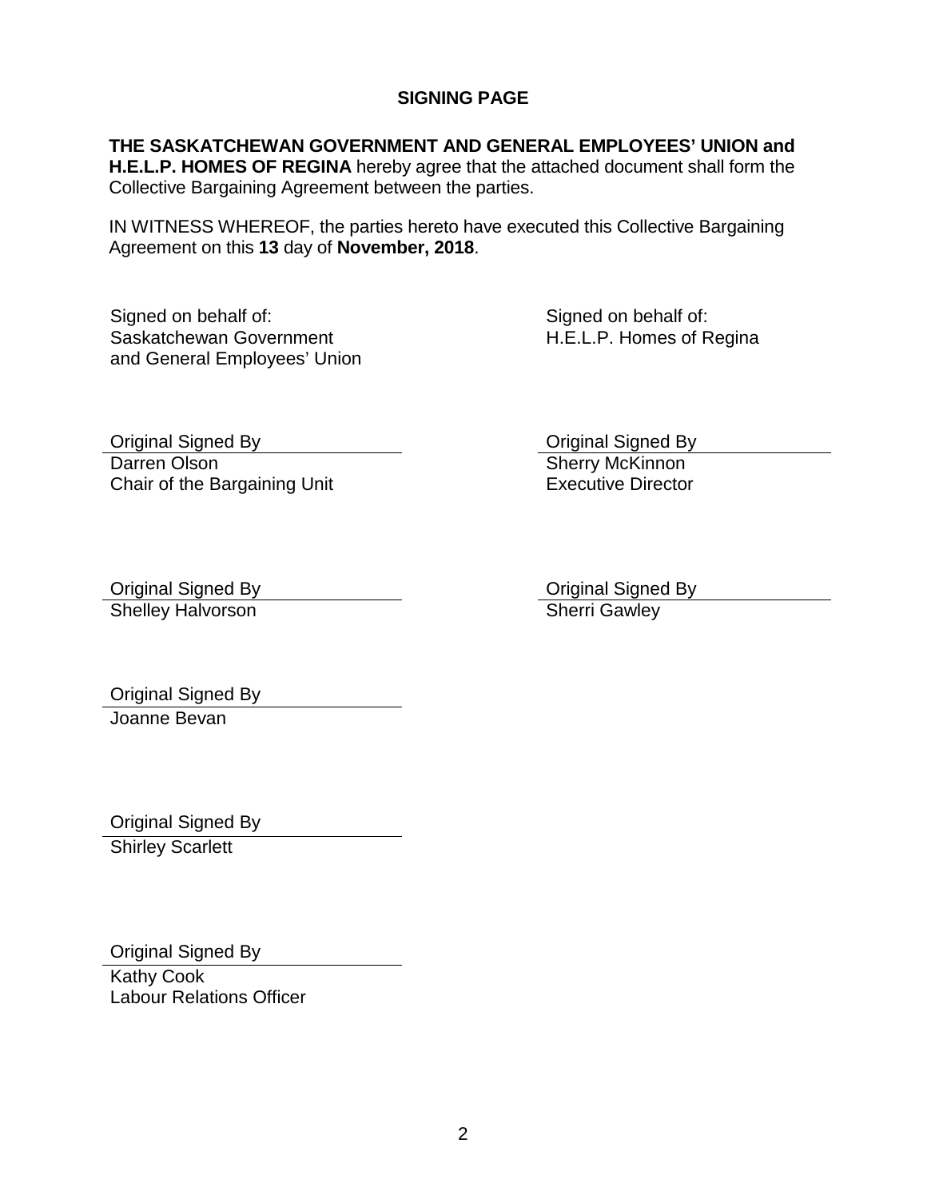## SIGNING PAGE

**THE SASKATCHEWAN GOVERNMENT AND GENERAL EMPLOYEES' UNION and H.E.L.P. HOMES OF REGINA** hereby agree that the attached document shall form the Collective Bargaining Agreement between the parties.

IN WITNESS WHEREOF, the parties hereto have executed this Collective Bargaining Agreement on this **13** day of **November, 2018**.

Signed on behalf of:
Saskatchewan Government
and General Employees' Union

Original Signed By
Darren Olson
Chair of the Bargaining Unit

Original Signed By
Shelley Halvorson

Original Signed By
Joanne Bevan

Original Signed By
Shirley Scarlett

Original Signed By
Kathy Cook
Labour Relations Officer

Signed on behalf of:
H.E.L.P. Homes of Regina

Original Signed By
Sherry McKinnon
Executive Director

Original Signed By
Sherri Gawley